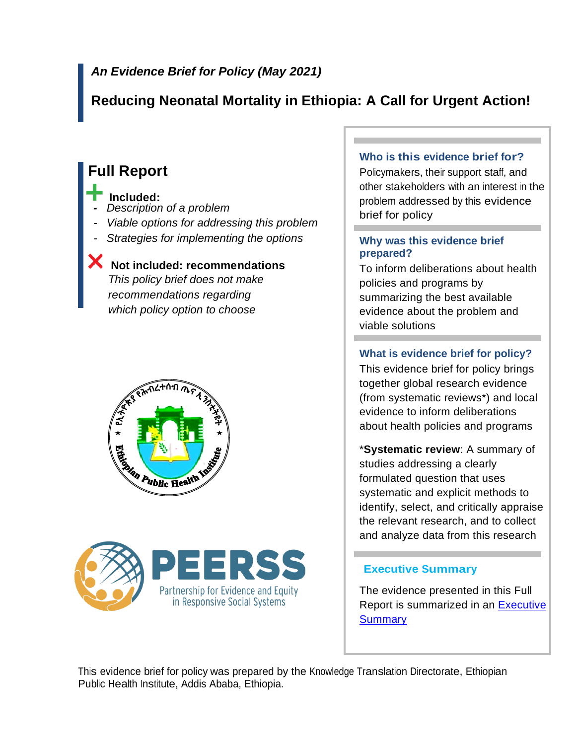*An Evidence Brief for Policy (May 2021)*

# Reducing Neonatal Mortality in Ethiopia: A Call for Urgent Action!

## Full Report

**Included:**
- *Description of a problem*
- *Viable options for addressing this problem*
- *Strategies for implementing the options*

**Not included: recommendations**

*This policy brief does not make recommendations regarding which policy option to choose*

### Who is this evidence brief for?

Policymakers, their support staff, and other stakeholders with an interest in the problem addressed by this evidence brief for policy

### Why was this evidence brief prepared?

To inform deliberations about health policies and programs by summarizing the best available evidence about the problem and viable solutions

### What is evidence brief for policy?

This evidence brief for policy brings together global research evidence (from systematic reviews*) and local evidence to inform deliberations about health policies and programs

*__Systematic review__: A summary of studies addressing a clearly formulated question that uses systematic and explicit methods to identify, select, and critically appraise the relevant research, and to collect and analyze data from this research

### Executive Summary

The evidence presented in this Full Report is summarized in an Executive Summary

This evidence brief for policy was prepared by the Knowledge Translation Directorate, Ethiopian Public Health Institute, Addis Ababa, Ethiopia.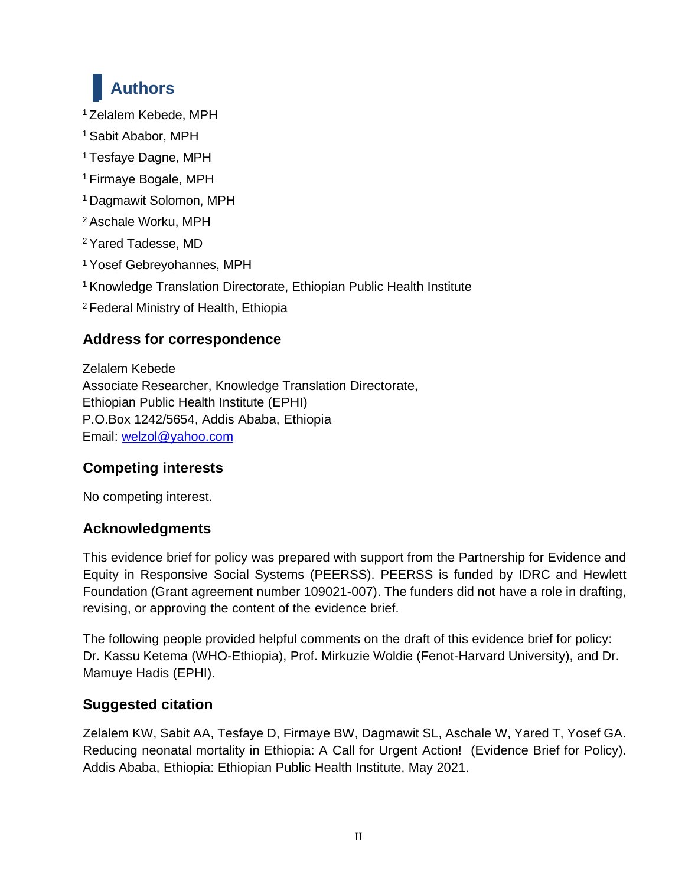## Authors

[1] Zelalem Kebede, MPH

[1] Sabit Ababor, MPH

[1] Tesfaye Dagne, MPH

[1] Firmaye Bogale, MPH

[1] Dagmawit Solomon, MPH

[2] Aschale Worku, MPH

[2] Yared Tadesse, MD

[1] Yosef Gebreyohannes, MPH

[1] Knowledge Translation Directorate, Ethiopian Public Health Institute

[2] Federal Ministry of Health, Ethiopia

### Address for correspondence

Zelalem Kebede
Associate Researcher, Knowledge Translation Directorate,
Ethiopian Public Health Institute (EPHI)
P.O.Box 1242/5654, Addis Ababa, Ethiopia
Email: welzol@yahoo.com

### Competing interests

No competing interest.

### Acknowledgments

This evidence brief for policy was prepared with support from the Partnership for Evidence and Equity in Responsive Social Systems (PEERSS). PEERSS is funded by IDRC and Hewlett Foundation (Grant agreement number 109021-007). The funders did not have a role in drafting, revising, or approving the content of the evidence brief.

The following people provided helpful comments on the draft of this evidence brief for policy: Dr. Kassu Ketema (WHO-Ethiopia), Prof. Mirkuzie Woldie (Fenot-Harvard University), and Dr. Mamuye Hadis (EPHI).

### Suggested citation

Zelalem KW, Sabit AA, Tesfaye D, Firmaye BW, Dagmawit SL, Aschale W, Yared T, Yosef GA. Reducing neonatal mortality in Ethiopia: A Call for Urgent Action! (Evidence Brief for Policy). Addis Ababa, Ethiopia: Ethiopian Public Health Institute, May 2021.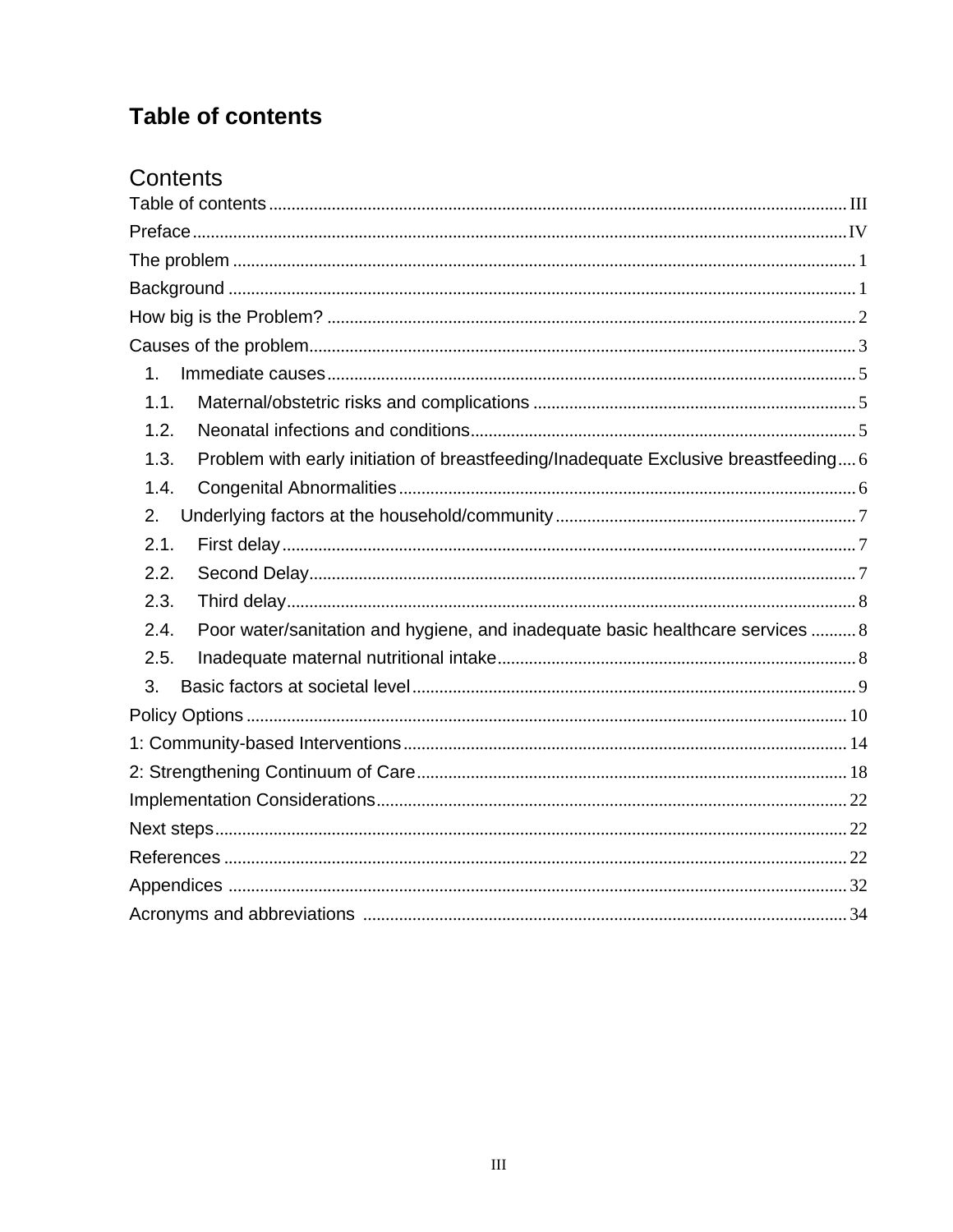# Table of contents

## Contents

- Table of contents ... III
- Preface ... IV
- The problem ... 1
- Background ... 1
- How big is the Problem? ... 2
- Causes of the problem ... 3
  - 1. Immediate causes ... 5
  - 1.1. Maternal/obstetric risks and complications ... 5
  - 1.2. Neonatal infections and conditions ... 5
  - 1.3. Problem with early initiation of breastfeeding/Inadequate Exclusive breastfeeding ... 6
  - 1.4. Congenital Abnormalities ... 6
  - 2. Underlying factors at the household/community ... 7
  - 2.1. First delay ... 7
  - 2.2. Second Delay ... 7
  - 2.3. Third delay ... 8
  - 2.4. Poor water/sanitation and hygiene, and inadequate basic healthcare services ... 8
  - 2.5. Inadequate maternal nutritional intake ... 8
  - 3. Basic factors at societal level ... 9
- Policy Options ... 10
- 1: Community-based Interventions ... 14
- 2: Strengthening Continuum of Care ... 18
- Implementation Considerations ... 22
- Next steps ... 22
- References ... 22
- Appendices ... 32
- Acronyms and abbreviations ... 34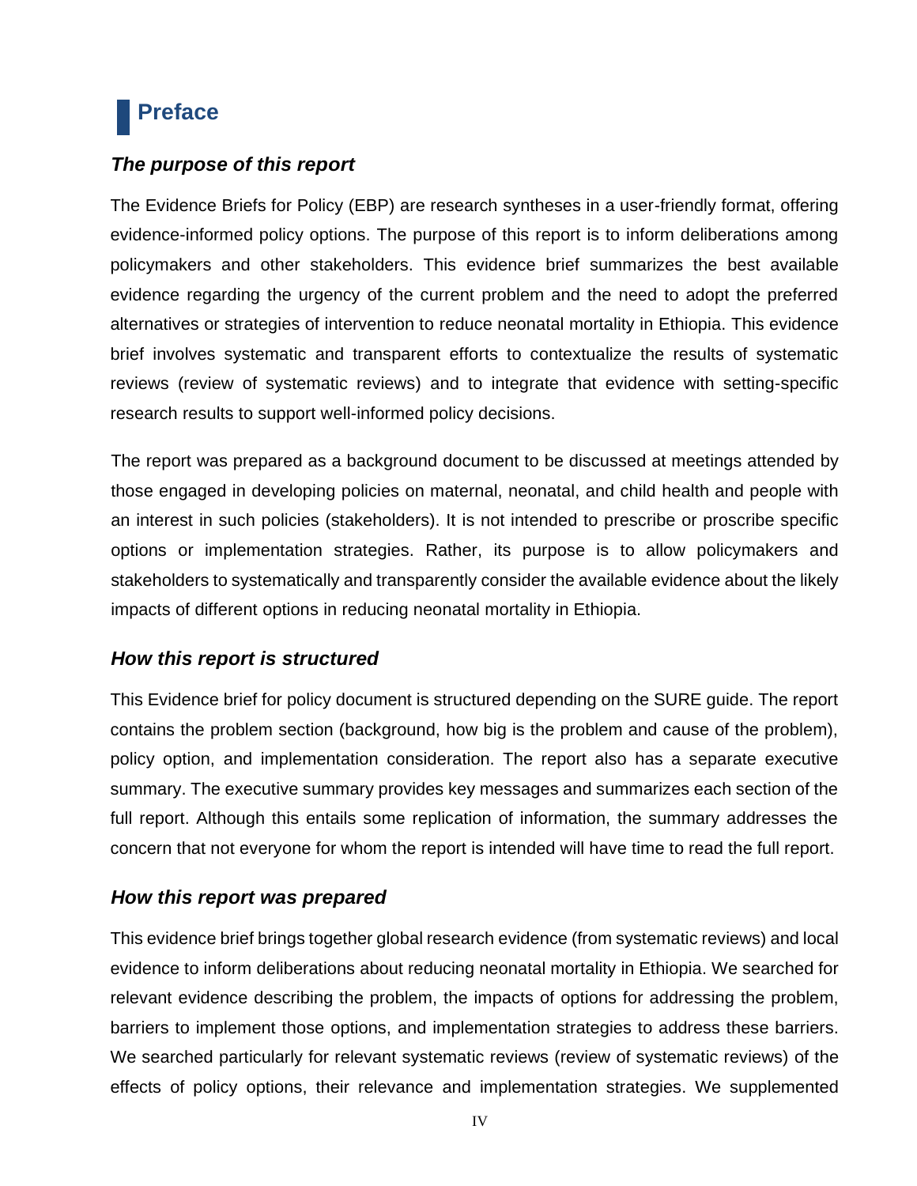# Preface

### *The purpose of this report*

The Evidence Briefs for Policy (EBP) are research syntheses in a user-friendly format, offering evidence-informed policy options. The purpose of this report is to inform deliberations among policymakers and other stakeholders. This evidence brief summarizes the best available evidence regarding the urgency of the current problem and the need to adopt the preferred alternatives or strategies of intervention to reduce neonatal mortality in Ethiopia. This evidence brief involves systematic and transparent efforts to contextualize the results of systematic reviews (review of systematic reviews) and to integrate that evidence with setting-specific research results to support well-informed policy decisions.

The report was prepared as a background document to be discussed at meetings attended by those engaged in developing policies on maternal, neonatal, and child health and people with an interest in such policies (stakeholders). It is not intended to prescribe or proscribe specific options or implementation strategies. Rather, its purpose is to allow policymakers and stakeholders to systematically and transparently consider the available evidence about the likely impacts of different options in reducing neonatal mortality in Ethiopia.

### *How this report is structured*

This Evidence brief for policy document is structured depending on the SURE guide. The report contains the problem section (background, how big is the problem and cause of the problem), policy option, and implementation consideration. The report also has a separate executive summary. The executive summary provides key messages and summarizes each section of the full report. Although this entails some replication of information, the summary addresses the concern that not everyone for whom the report is intended will have time to read the full report.

### *How this report was prepared*

This evidence brief brings together global research evidence (from systematic reviews) and local evidence to inform deliberations about reducing neonatal mortality in Ethiopia. We searched for relevant evidence describing the problem, the impacts of options for addressing the problem, barriers to implement those options, and implementation strategies to address these barriers. We searched particularly for relevant systematic reviews (review of systematic reviews) of the effects of policy options, their relevance and implementation strategies. We supplemented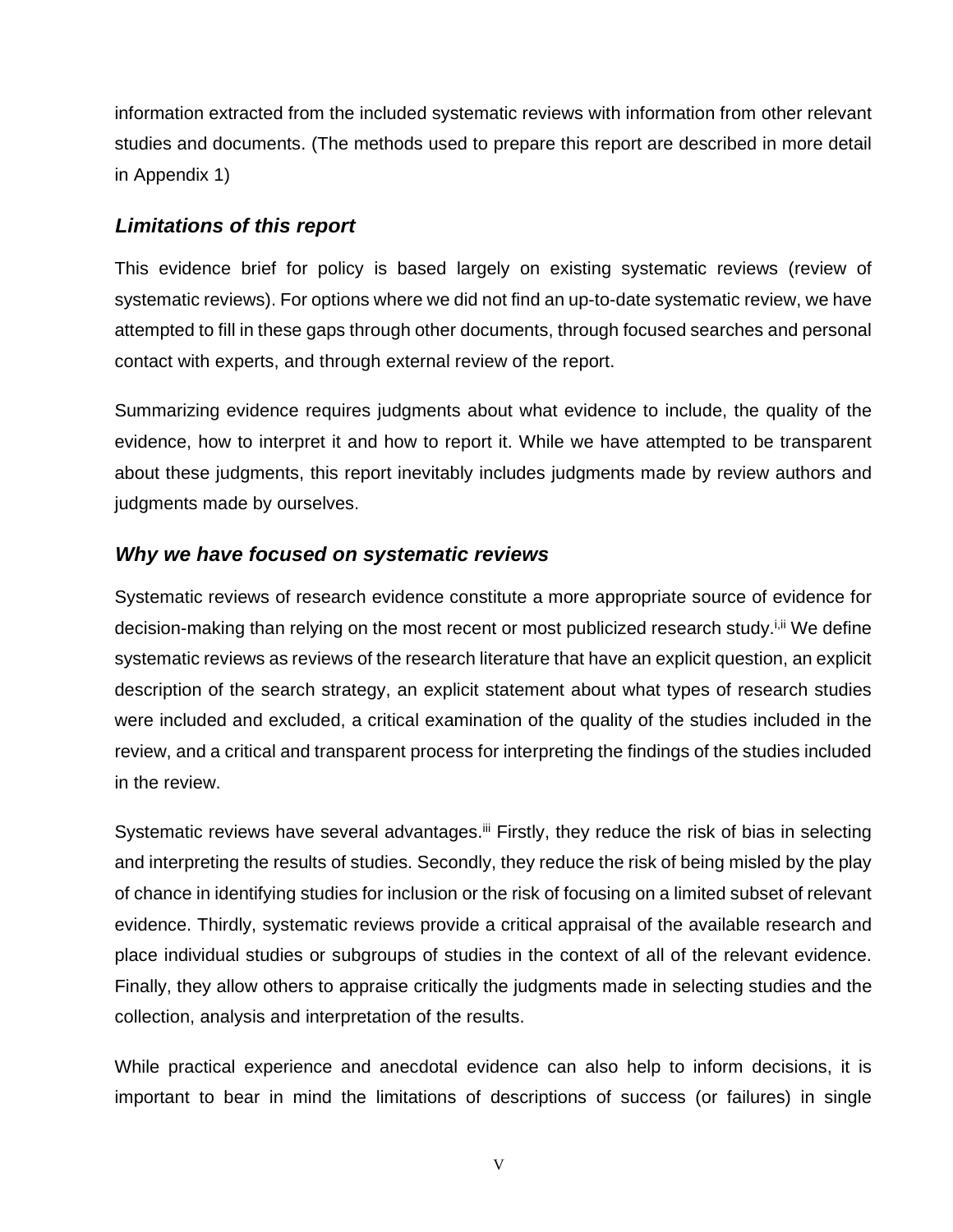information extracted from the included systematic reviews with information from other relevant studies and documents. (The methods used to prepare this report are described in more detail in Appendix 1)

### *Limitations of this report*

This evidence brief for policy is based largely on existing systematic reviews (review of systematic reviews). For options where we did not find an up-to-date systematic review, we have attempted to fill in these gaps through other documents, through focused searches and personal contact with experts, and through external review of the report.

Summarizing evidence requires judgments about what evidence to include, the quality of the evidence, how to interpret it and how to report it. While we have attempted to be transparent about these judgments, this report inevitably includes judgments made by review authors and judgments made by ourselves.

### *Why we have focused on systematic reviews*

Systematic reviews of research evidence constitute a more appropriate source of evidence for decision-making than relying on the most recent or most publicized research study.[i,ii] We define systematic reviews as reviews of the research literature that have an explicit question, an explicit description of the search strategy, an explicit statement about what types of research studies were included and excluded, a critical examination of the quality of the studies included in the review, and a critical and transparent process for interpreting the findings of the studies included in the review.

Systematic reviews have several advantages.[iii] Firstly, they reduce the risk of bias in selecting and interpreting the results of studies. Secondly, they reduce the risk of being misled by the play of chance in identifying studies for inclusion or the risk of focusing on a limited subset of relevant evidence. Thirdly, systematic reviews provide a critical appraisal of the available research and place individual studies or subgroups of studies in the context of all of the relevant evidence. Finally, they allow others to appraise critically the judgments made in selecting studies and the collection, analysis and interpretation of the results.

While practical experience and anecdotal evidence can also help to inform decisions, it is important to bear in mind the limitations of descriptions of success (or failures) in single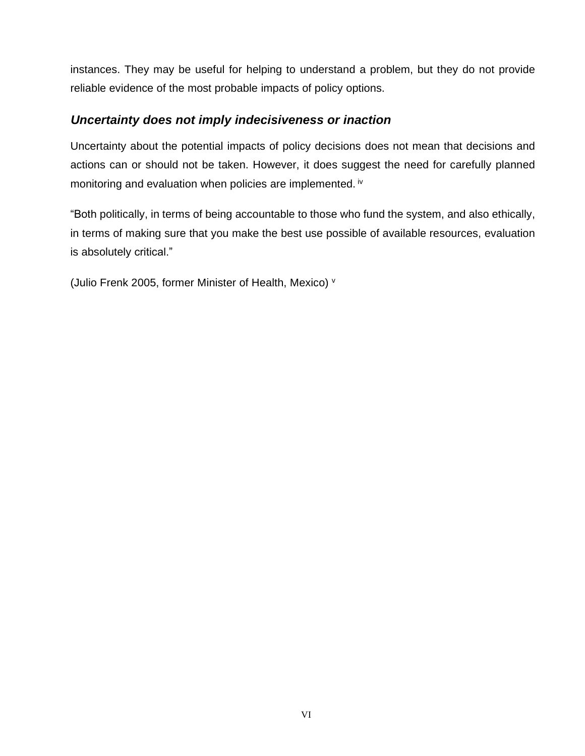instances. They may be useful for helping to understand a problem, but they do not provide reliable evidence of the most probable impacts of policy options.

### *Uncertainty does not imply indecisiveness or inaction*

Uncertainty about the potential impacts of policy decisions does not mean that decisions and actions can or should not be taken. However, it does suggest the need for carefully planned monitoring and evaluation when policies are implemented. [iv]

"Both politically, in terms of being accountable to those who fund the system, and also ethically, in terms of making sure that you make the best use possible of available resources, evaluation is absolutely critical."

(Julio Frenk 2005, former Minister of Health, Mexico) [v]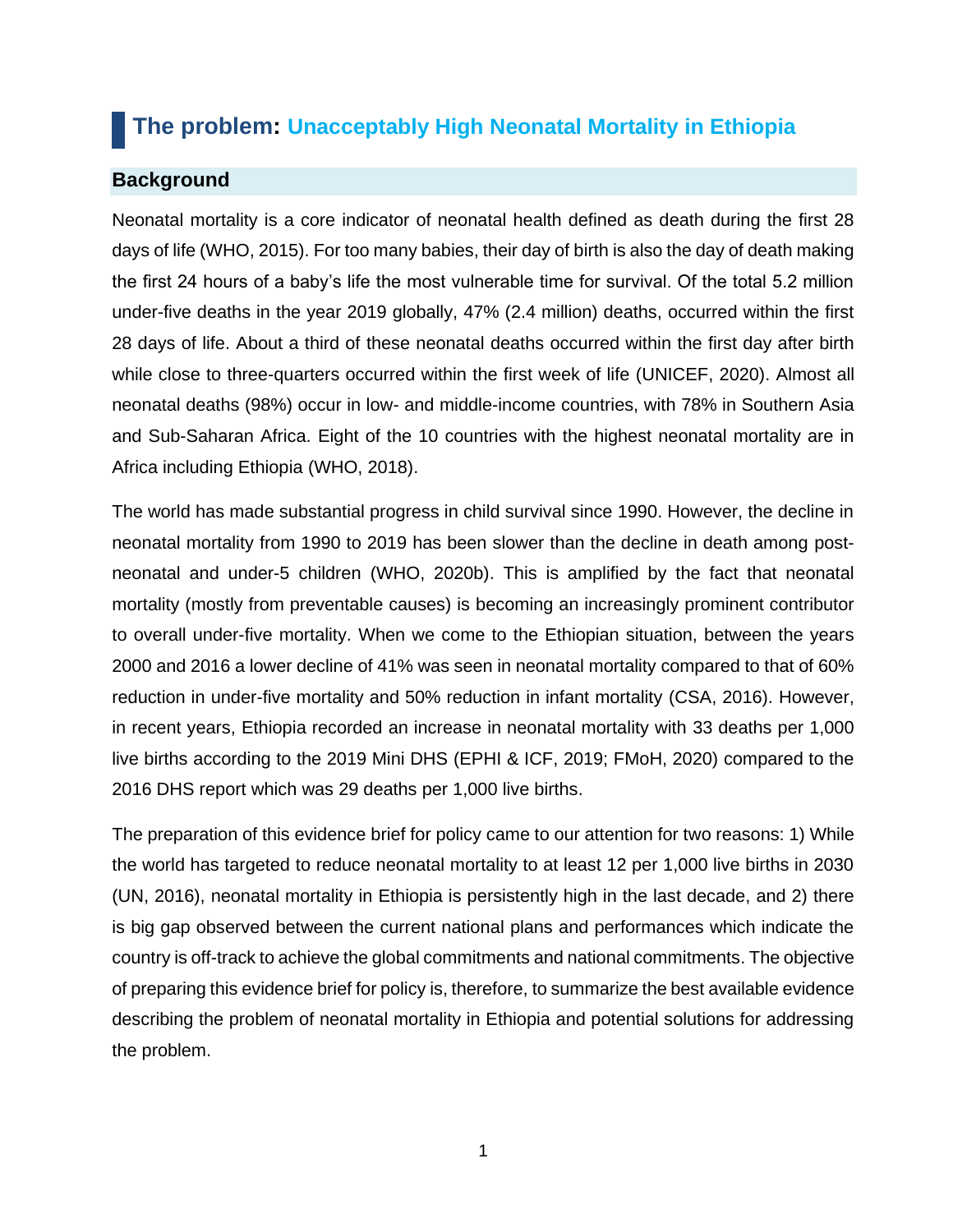# The problem: Unacceptably High Neonatal Mortality in Ethiopia

## Background

Neonatal mortality is a core indicator of neonatal health defined as death during the first 28 days of life (WHO, 2015). For too many babies, their day of birth is also the day of death making the first 24 hours of a baby's life the most vulnerable time for survival. Of the total 5.2 million under-five deaths in the year 2019 globally, 47% (2.4 million) deaths, occurred within the first 28 days of life. About a third of these neonatal deaths occurred within the first day after birth while close to three-quarters occurred within the first week of life (UNICEF, 2020). Almost all neonatal deaths (98%) occur in low- and middle-income countries, with 78% in Southern Asia and Sub-Saharan Africa. Eight of the 10 countries with the highest neonatal mortality are in Africa including Ethiopia (WHO, 2018).

The world has made substantial progress in child survival since 1990. However, the decline in neonatal mortality from 1990 to 2019 has been slower than the decline in death among post-neonatal and under-5 children (WHO, 2020b). This is amplified by the fact that neonatal mortality (mostly from preventable causes) is becoming an increasingly prominent contributor to overall under-five mortality. When we come to the Ethiopian situation, between the years 2000 and 2016 a lower decline of 41% was seen in neonatal mortality compared to that of 60% reduction in under-five mortality and 50% reduction in infant mortality (CSA, 2016). However, in recent years, Ethiopia recorded an increase in neonatal mortality with 33 deaths per 1,000 live births according to the 2019 Mini DHS (EPHI & ICF, 2019; FMoH, 2020) compared to the 2016 DHS report which was 29 deaths per 1,000 live births.

The preparation of this evidence brief for policy came to our attention for two reasons: 1) While the world has targeted to reduce neonatal mortality to at least 12 per 1,000 live births in 2030 (UN, 2016), neonatal mortality in Ethiopia is persistently high in the last decade, and 2) there is big gap observed between the current national plans and performances which indicate the country is off-track to achieve the global commitments and national commitments. The objective of preparing this evidence brief for policy is, therefore, to summarize the best available evidence describing the problem of neonatal mortality in Ethiopia and potential solutions for addressing the problem.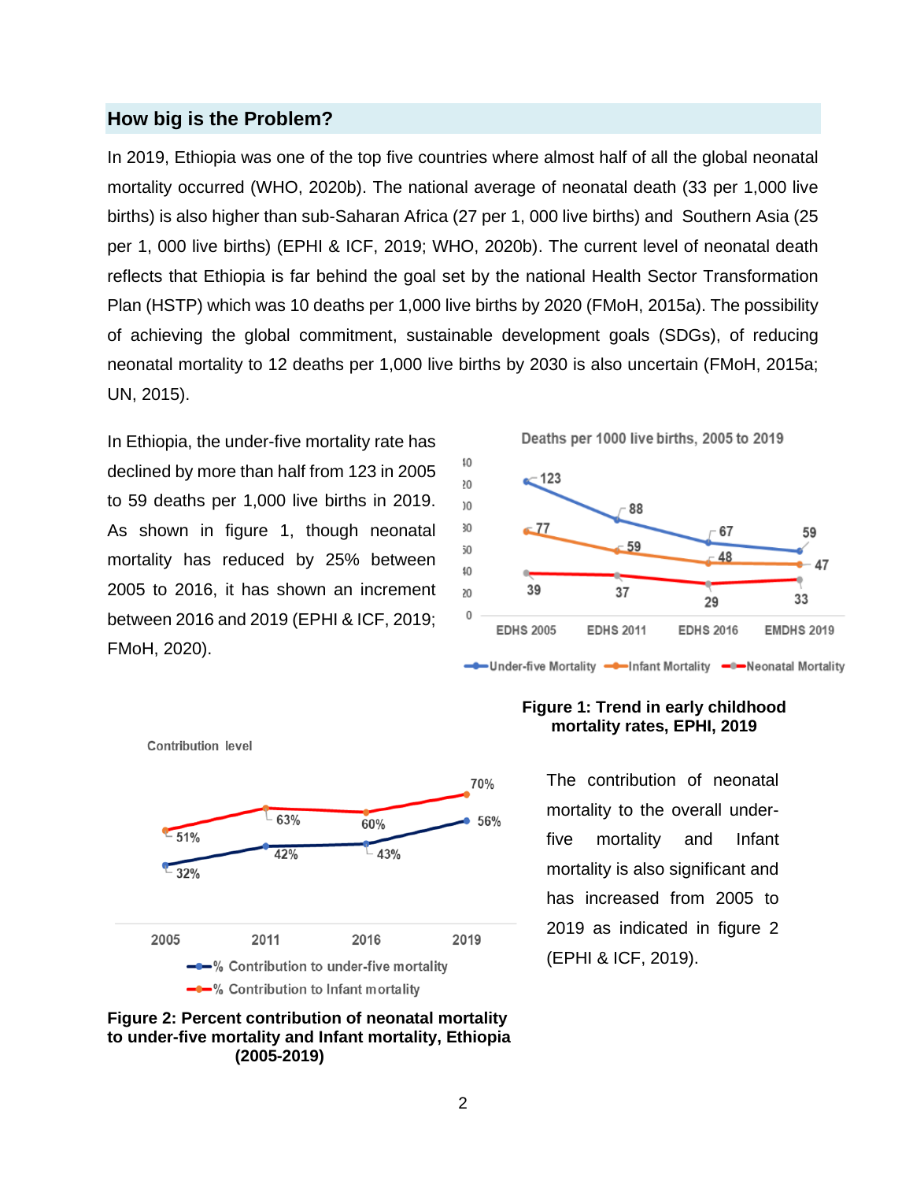## How big is the Problem?

In 2019, Ethiopia was one of the top five countries where almost half of all the global neonatal mortality occurred (WHO, 2020b). The national average of neonatal death (33 per 1,000 live births) is also higher than sub-Saharan Africa (27 per 1, 000 live births) and Southern Asia (25 per 1, 000 live births) (EPHI & ICF, 2019; WHO, 2020b). The current level of neonatal death reflects that Ethiopia is far behind the goal set by the national Health Sector Transformation Plan (HSTP) which was 10 deaths per 1,000 live births by 2020 (FMoH, 2015a). The possibility of achieving the global commitment, sustainable development goals (SDGs), of reducing neonatal mortality to 12 deaths per 1,000 live births by 2030 is also uncertain (FMoH, 2015a; UN, 2015).

In Ethiopia, the under-five mortality rate has declined by more than half from 123 in 2005 to 59 deaths per 1,000 live births in 2019. As shown in figure 1, though neonatal mortality has reduced by 25% between 2005 to 2016, it has shown an increment between 2016 and 2019 (EPHI & ICF, 2019; FMoH, 2020).

Deaths per 1000 live births, 2005 to 2019

| | EDHS 2005 | EDHS 2011 | EDHS 2016 | EMDHS 2019 |
|---|---|---|---|---|
| Under-five Mortality | 123 | 88 | 67 | 59 |
| Infant Mortality | 77 | 59 | 48 | 47 |
| Neonatal Mortality | 39 | 37 | 29 | 33 |

**Figure 1: Trend in early childhood mortality rates, EPHI, 2019**

Contribution level

| | 2005 | 2011 | 2016 | 2019 |
|---|---|---|---|---|
| % Contribution to under-five mortality | 32% | 42% | 43% | 56% |
| % Contribution to Infant mortality | 51% | 63% | 60% | 70% |

**Figure 2: Percent contribution of neonatal mortality to under-five mortality and Infant mortality, Ethiopia (2005-2019)**

The contribution of neonatal mortality to the overall under-five mortality and Infant mortality is also significant and has increased from 2005 to 2019 as indicated in figure 2 (EPHI & ICF, 2019).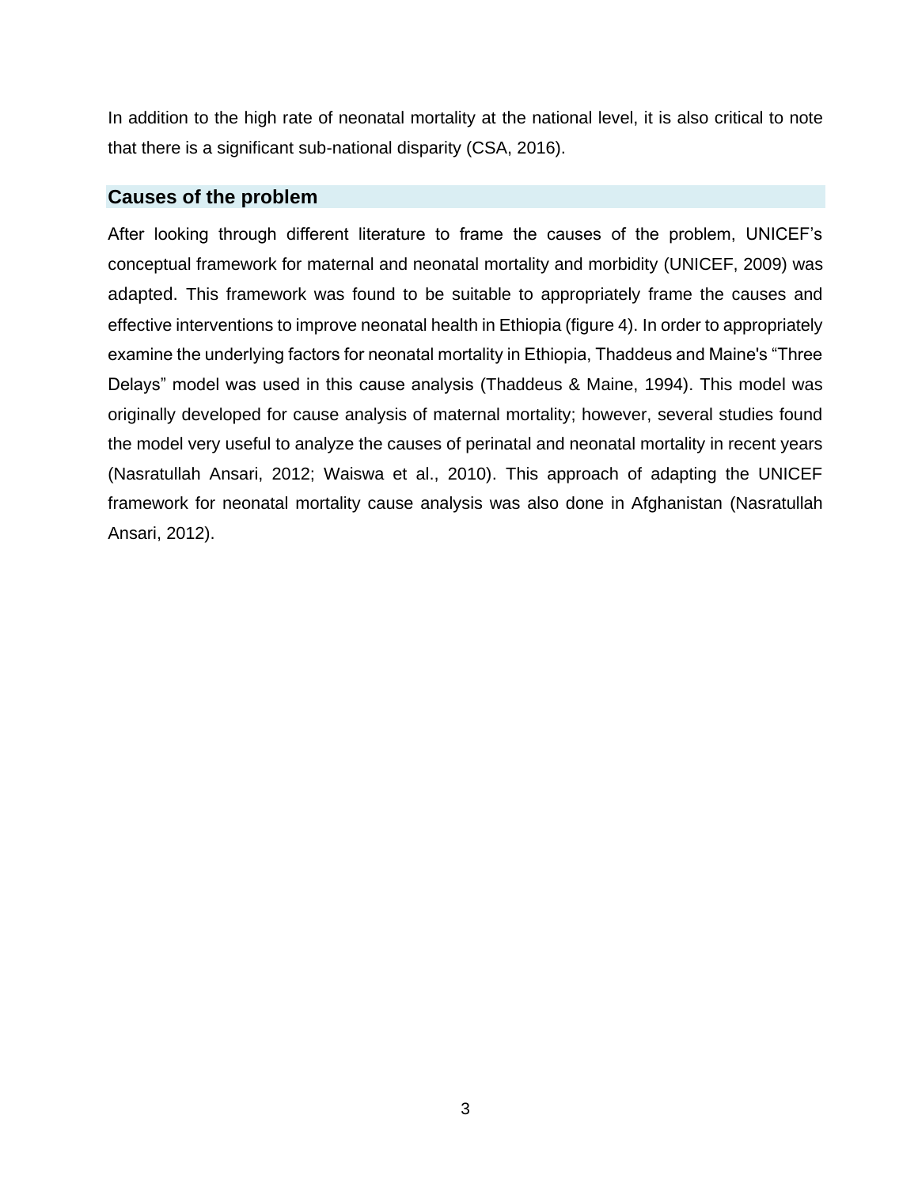In addition to the high rate of neonatal mortality at the national level, it is also critical to note that there is a significant sub-national disparity (CSA, 2016).

## Causes of the problem

After looking through different literature to frame the causes of the problem, UNICEF's conceptual framework for maternal and neonatal mortality and morbidity (UNICEF, 2009) was adapted. This framework was found to be suitable to appropriately frame the causes and effective interventions to improve neonatal health in Ethiopia (figure 4). In order to appropriately examine the underlying factors for neonatal mortality in Ethiopia, Thaddeus and Maine's "Three Delays" model was used in this cause analysis (Thaddeus & Maine, 1994). This model was originally developed for cause analysis of maternal mortality; however, several studies found the model very useful to analyze the causes of perinatal and neonatal mortality in recent years (Nasratullah Ansari, 2012; Waiswa et al., 2010). This approach of adapting the UNICEF framework for neonatal mortality cause analysis was also done in Afghanistan (Nasratullah Ansari, 2012).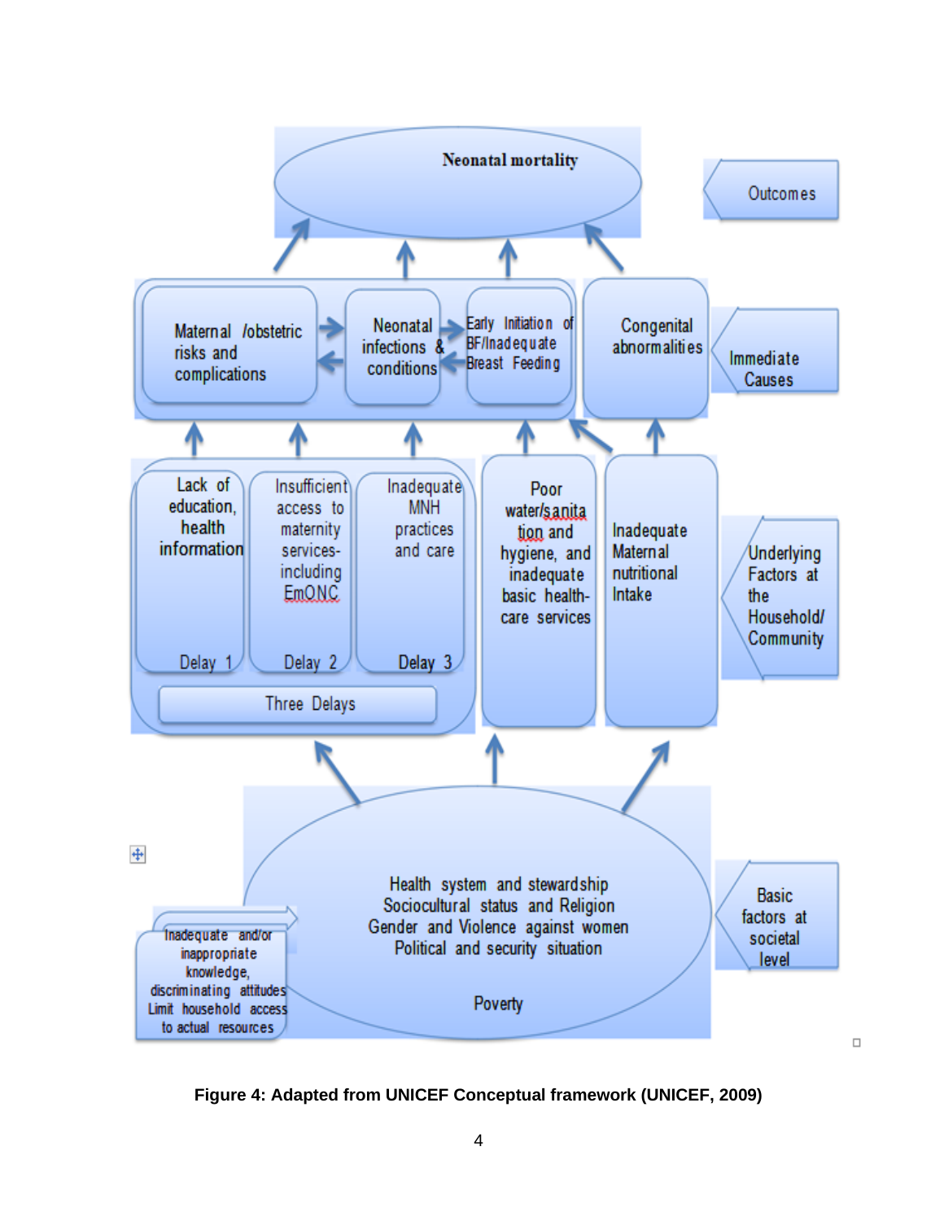**Neonatal mortality**

Outcomes

Maternal /obstetric risks and complications

Neonatal infections & conditions

Early Initiation of BF/Inadequate Breast Feeding

Congenital abnormalities

Immediate Causes

Lack of education, health information — Delay 1

Insufficient access to maternity services- including EmONC — Delay 2

Inadequate MNH practices and care — Delay 3

Three Delays

Poor water/sanitation and hygiene, and inadequate basic health-care services

Inadequate Maternal nutritional Intake

Underlying Factors at the Household/ Community

Health system and stewardship
Sociocultural status and Religion
Gender and Violence against women
Political and security situation

Poverty

Inadequate and/or inappropriate knowledge, discriminating attitudes Limit household access to actual resources

Basic factors at societal level

**Figure 4: Adapted from UNICEF Conceptual framework (UNICEF, 2009)**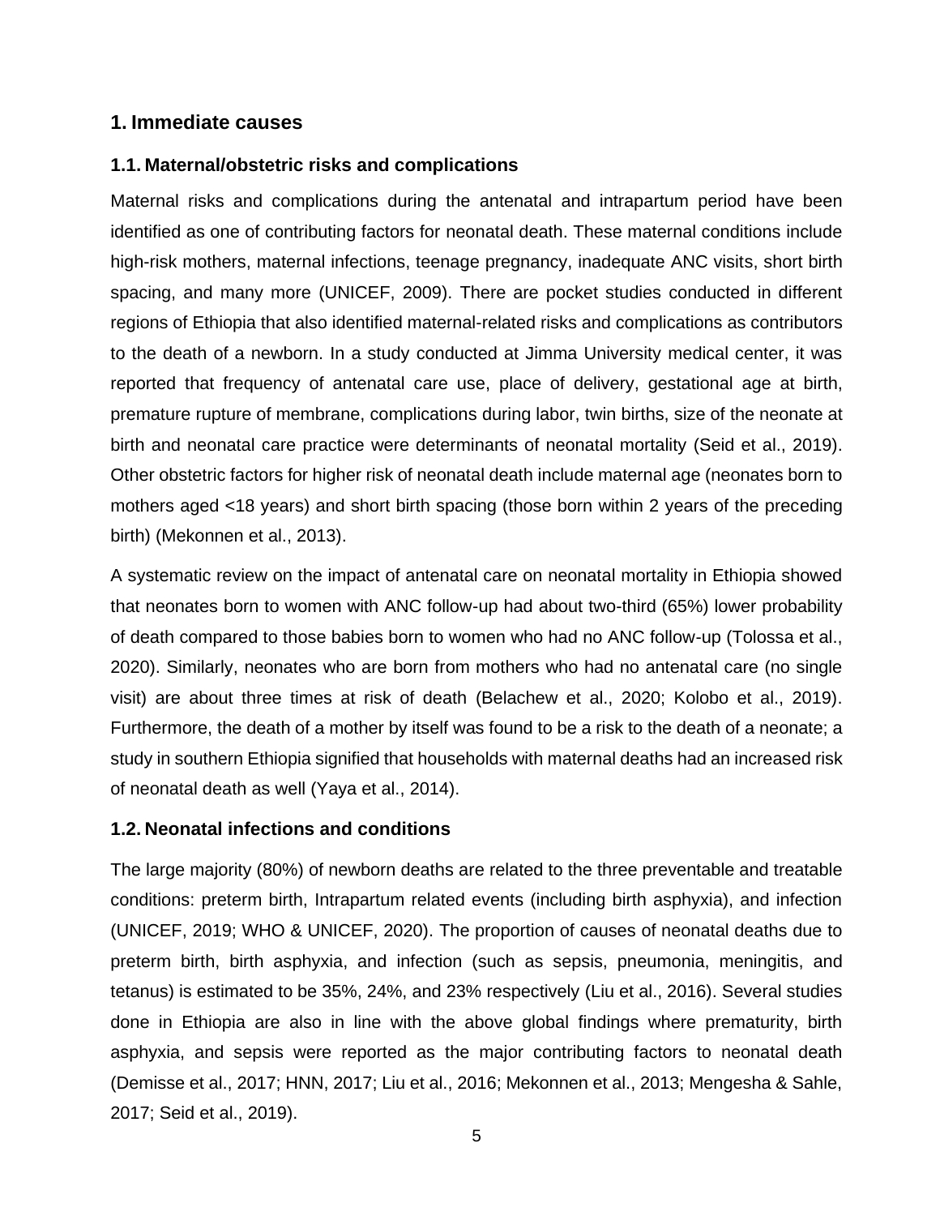## 1. Immediate causes

### 1.1. Maternal/obstetric risks and complications

Maternal risks and complications during the antenatal and intrapartum period have been identified as one of contributing factors for neonatal death. These maternal conditions include high-risk mothers, maternal infections, teenage pregnancy, inadequate ANC visits, short birth spacing, and many more (UNICEF, 2009). There are pocket studies conducted in different regions of Ethiopia that also identified maternal-related risks and complications as contributors to the death of a newborn. In a study conducted at Jimma University medical center, it was reported that frequency of antenatal care use, place of delivery, gestational age at birth, premature rupture of membrane, complications during labor, twin births, size of the neonate at birth and neonatal care practice were determinants of neonatal mortality (Seid et al., 2019). Other obstetric factors for higher risk of neonatal death include maternal age (neonates born to mothers aged <18 years) and short birth spacing (those born within 2 years of the preceding birth) (Mekonnen et al., 2013).

A systematic review on the impact of antenatal care on neonatal mortality in Ethiopia showed that neonates born to women with ANC follow-up had about two-third (65%) lower probability of death compared to those babies born to women who had no ANC follow-up (Tolossa et al., 2020). Similarly, neonates who are born from mothers who had no antenatal care (no single visit) are about three times at risk of death (Belachew et al., 2020; Kolobo et al., 2019). Furthermore, the death of a mother by itself was found to be a risk to the death of a neonate; a study in southern Ethiopia signified that households with maternal deaths had an increased risk of neonatal death as well (Yaya et al., 2014).

### 1.2. Neonatal infections and conditions

The large majority (80%) of newborn deaths are related to the three preventable and treatable conditions: preterm birth, Intrapartum related events (including birth asphyxia), and infection (UNICEF, 2019; WHO & UNICEF, 2020). The proportion of causes of neonatal deaths due to preterm birth, birth asphyxia, and infection (such as sepsis, pneumonia, meningitis, and tetanus) is estimated to be 35%, 24%, and 23% respectively (Liu et al., 2016). Several studies done in Ethiopia are also in line with the above global findings where prematurity, birth asphyxia, and sepsis were reported as the major contributing factors to neonatal death (Demisse et al., 2017; HNN, 2017; Liu et al., 2016; Mekonnen et al., 2013; Mengesha & Sahle, 2017; Seid et al., 2019).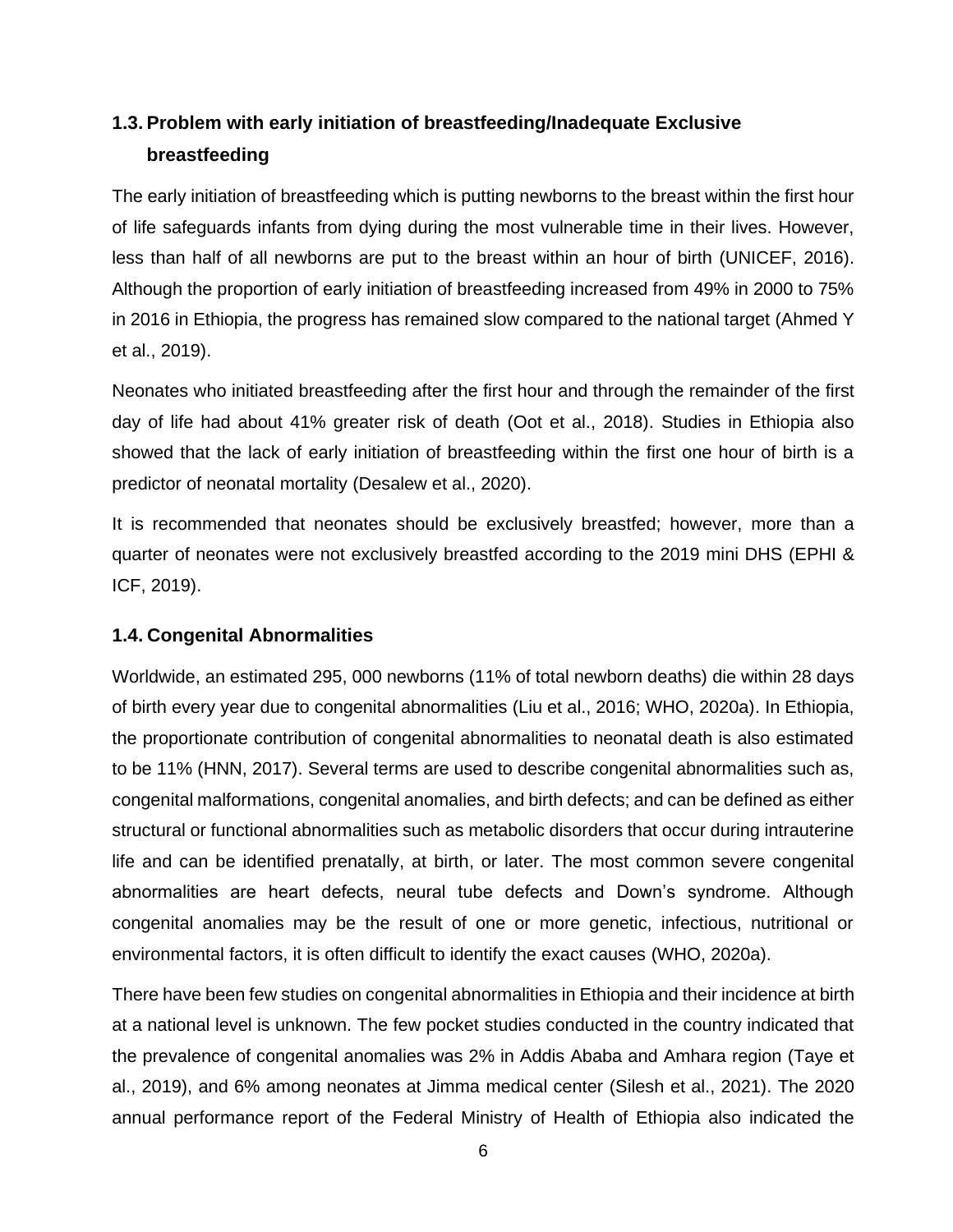## 1.3. Problem with early initiation of breastfeeding/Inadequate Exclusive breastfeeding

The early initiation of breastfeeding which is putting newborns to the breast within the first hour of life safeguards infants from dying during the most vulnerable time in their lives. However, less than half of all newborns are put to the breast within an hour of birth (UNICEF, 2016). Although the proportion of early initiation of breastfeeding increased from 49% in 2000 to 75% in 2016 in Ethiopia, the progress has remained slow compared to the national target (Ahmed Y et al., 2019).

Neonates who initiated breastfeeding after the first hour and through the remainder of the first day of life had about 41% greater risk of death (Oot et al., 2018). Studies in Ethiopia also showed that the lack of early initiation of breastfeeding within the first one hour of birth is a predictor of neonatal mortality (Desalew et al., 2020).

It is recommended that neonates should be exclusively breastfed; however, more than a quarter of neonates were not exclusively breastfed according to the 2019 mini DHS (EPHI & ICF, 2019).

## 1.4. Congenital Abnormalities

Worldwide, an estimated 295, 000 newborns (11% of total newborn deaths) die within 28 days of birth every year due to congenital abnormalities (Liu et al., 2016; WHO, 2020a). In Ethiopia, the proportionate contribution of congenital abnormalities to neonatal death is also estimated to be 11% (HNN, 2017). Several terms are used to describe congenital abnormalities such as, congenital malformations, congenital anomalies, and birth defects; and can be defined as either structural or functional abnormalities such as metabolic disorders that occur during intrauterine life and can be identified prenatally, at birth, or later. The most common severe congenital abnormalities are heart defects, neural tube defects and Down's syndrome. Although congenital anomalies may be the result of one or more genetic, infectious, nutritional or environmental factors, it is often difficult to identify the exact causes (WHO, 2020a).

There have been few studies on congenital abnormalities in Ethiopia and their incidence at birth at a national level is unknown. The few pocket studies conducted in the country indicated that the prevalence of congenital anomalies was 2% in Addis Ababa and Amhara region (Taye et al., 2019), and 6% among neonates at Jimma medical center (Silesh et al., 2021). The 2020 annual performance report of the Federal Ministry of Health of Ethiopia also indicated the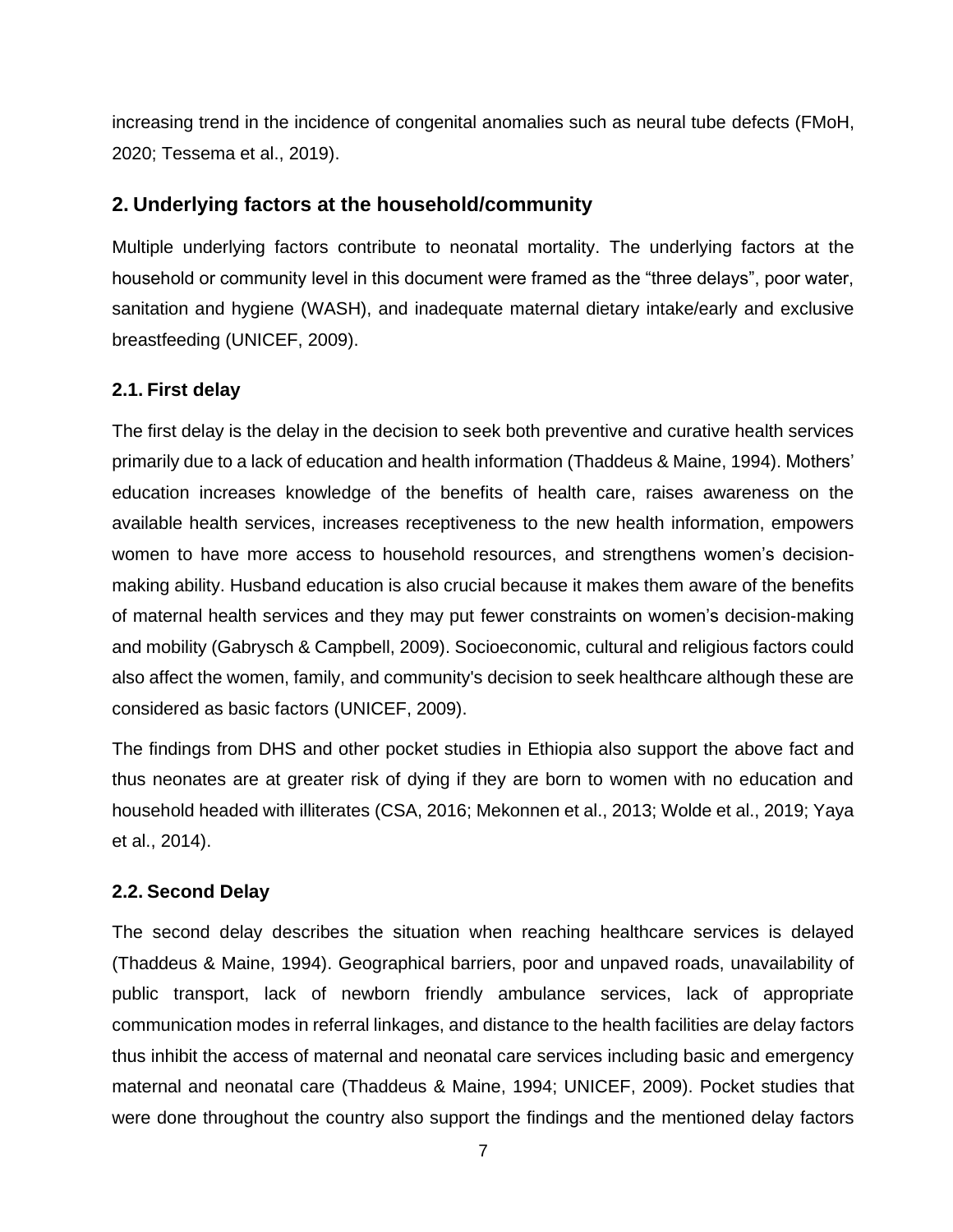increasing trend in the incidence of congenital anomalies such as neural tube defects (FMoH, 2020; Tessema et al., 2019).

## 2. Underlying factors at the household/community

Multiple underlying factors contribute to neonatal mortality. The underlying factors at the household or community level in this document were framed as the “three delays”, poor water, sanitation and hygiene (WASH), and inadequate maternal dietary intake/early and exclusive breastfeeding (UNICEF, 2009).

### 2.1. First delay

The first delay is the delay in the decision to seek both preventive and curative health services primarily due to a lack of education and health information (Thaddeus & Maine, 1994). Mothers’ education increases knowledge of the benefits of health care, raises awareness on the available health services, increases receptiveness to the new health information, empowers women to have more access to household resources, and strengthens women’s decision-making ability. Husband education is also crucial because it makes them aware of the benefits of maternal health services and they may put fewer constraints on women’s decision-making and mobility (Gabrysch & Campbell, 2009). Socioeconomic, cultural and religious factors could also affect the women, family, and community's decision to seek healthcare although these are considered as basic factors (UNICEF, 2009).

The findings from DHS and other pocket studies in Ethiopia also support the above fact and thus neonates are at greater risk of dying if they are born to women with no education and household headed with illiterates (CSA, 2016; Mekonnen et al., 2013; Wolde et al., 2019; Yaya et al., 2014).

### 2.2. Second Delay

The second delay describes the situation when reaching healthcare services is delayed (Thaddeus & Maine, 1994). Geographical barriers, poor and unpaved roads, unavailability of public transport, lack of newborn friendly ambulance services, lack of appropriate communication modes in referral linkages, and distance to the health facilities are delay factors thus inhibit the access of maternal and neonatal care services including basic and emergency maternal and neonatal care (Thaddeus & Maine, 1994; UNICEF, 2009). Pocket studies that were done throughout the country also support the findings and the mentioned delay factors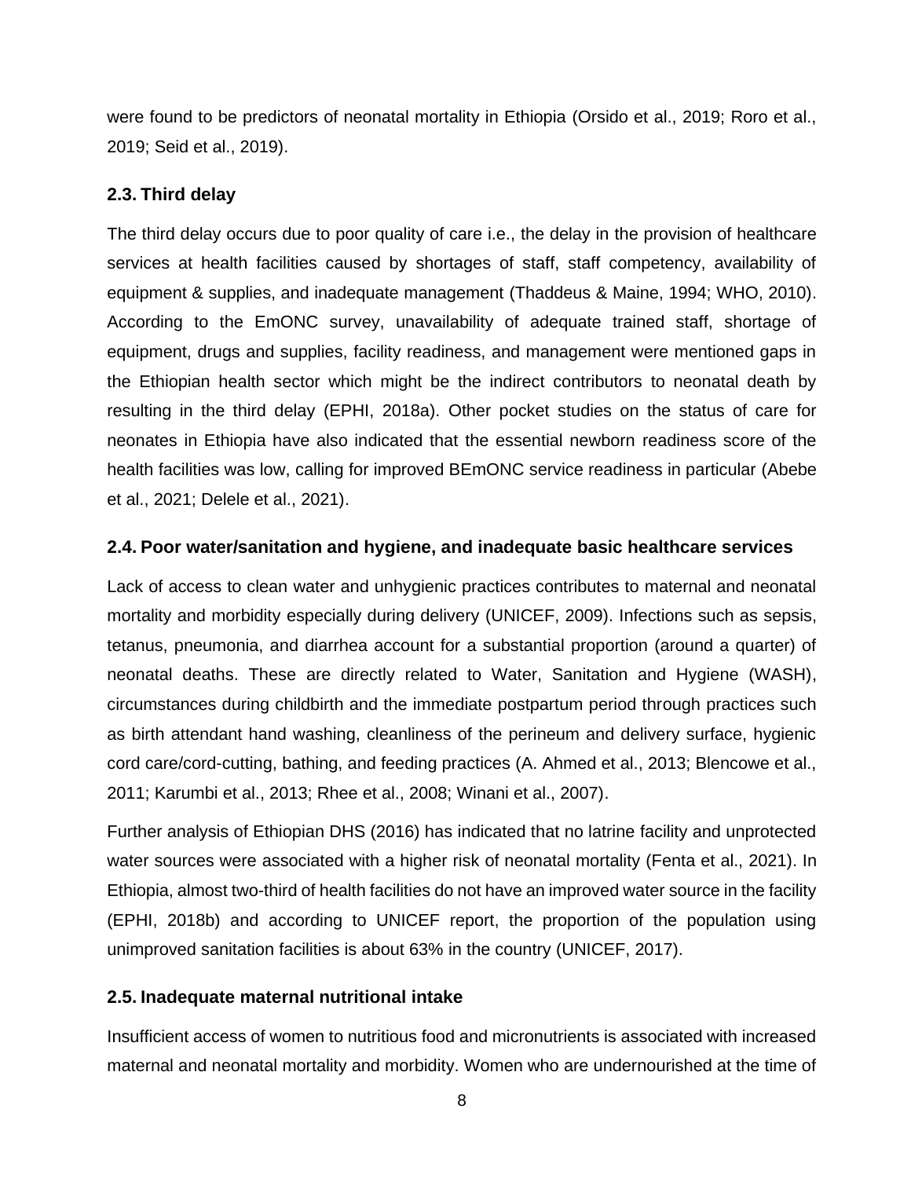were found to be predictors of neonatal mortality in Ethiopia (Orsido et al., 2019; Roro et al., 2019; Seid et al., 2019).

### 2.3. Third delay

The third delay occurs due to poor quality of care i.e., the delay in the provision of healthcare services at health facilities caused by shortages of staff, staff competency, availability of equipment & supplies, and inadequate management (Thaddeus & Maine, 1994; WHO, 2010). According to the EmONC survey, unavailability of adequate trained staff, shortage of equipment, drugs and supplies, facility readiness, and management were mentioned gaps in the Ethiopian health sector which might be the indirect contributors to neonatal death by resulting in the third delay (EPHI, 2018a). Other pocket studies on the status of care for neonates in Ethiopia have also indicated that the essential newborn readiness score of the health facilities was low, calling for improved BEmONC service readiness in particular (Abebe et al., 2021; Delele et al., 2021).

### 2.4. Poor water/sanitation and hygiene, and inadequate basic healthcare services

Lack of access to clean water and unhygienic practices contributes to maternal and neonatal mortality and morbidity especially during delivery (UNICEF, 2009). Infections such as sepsis, tetanus, pneumonia, and diarrhea account for a substantial proportion (around a quarter) of neonatal deaths. These are directly related to Water, Sanitation and Hygiene (WASH), circumstances during childbirth and the immediate postpartum period through practices such as birth attendant hand washing, cleanliness of the perineum and delivery surface, hygienic cord care/cord-cutting, bathing, and feeding practices (A. Ahmed et al., 2013; Blencowe et al., 2011; Karumbi et al., 2013; Rhee et al., 2008; Winani et al., 2007).

Further analysis of Ethiopian DHS (2016) has indicated that no latrine facility and unprotected water sources were associated with a higher risk of neonatal mortality (Fenta et al., 2021). In Ethiopia, almost two-third of health facilities do not have an improved water source in the facility (EPHI, 2018b) and according to UNICEF report, the proportion of the population using unimproved sanitation facilities is about 63% in the country (UNICEF, 2017).

### 2.5. Inadequate maternal nutritional intake

Insufficient access of women to nutritious food and micronutrients is associated with increased maternal and neonatal mortality and morbidity. Women who are undernourished at the time of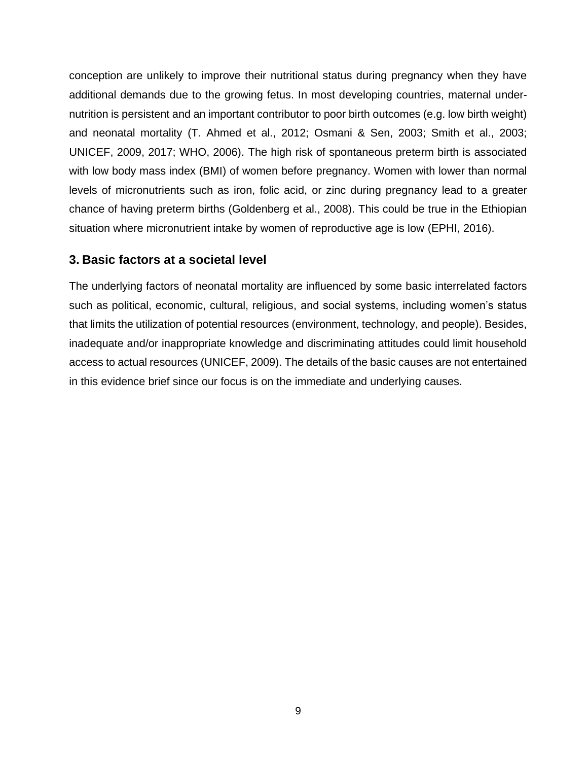conception are unlikely to improve their nutritional status during pregnancy when they have additional demands due to the growing fetus. In most developing countries, maternal under-nutrition is persistent and an important contributor to poor birth outcomes (e.g. low birth weight) and neonatal mortality (T. Ahmed et al., 2012; Osmani & Sen, 2003; Smith et al., 2003; UNICEF, 2009, 2017; WHO, 2006). The high risk of spontaneous preterm birth is associated with low body mass index (BMI) of women before pregnancy. Women with lower than normal levels of micronutrients such as iron, folic acid, or zinc during pregnancy lead to a greater chance of having preterm births (Goldenberg et al., 2008). This could be true in the Ethiopian situation where micronutrient intake by women of reproductive age is low (EPHI, 2016).

## 3. Basic factors at a societal level

The underlying factors of neonatal mortality are influenced by some basic interrelated factors such as political, economic, cultural, religious, and social systems, including women's status that limits the utilization of potential resources (environment, technology, and people). Besides, inadequate and/or inappropriate knowledge and discriminating attitudes could limit household access to actual resources (UNICEF, 2009). The details of the basic causes are not entertained in this evidence brief since our focus is on the immediate and underlying causes.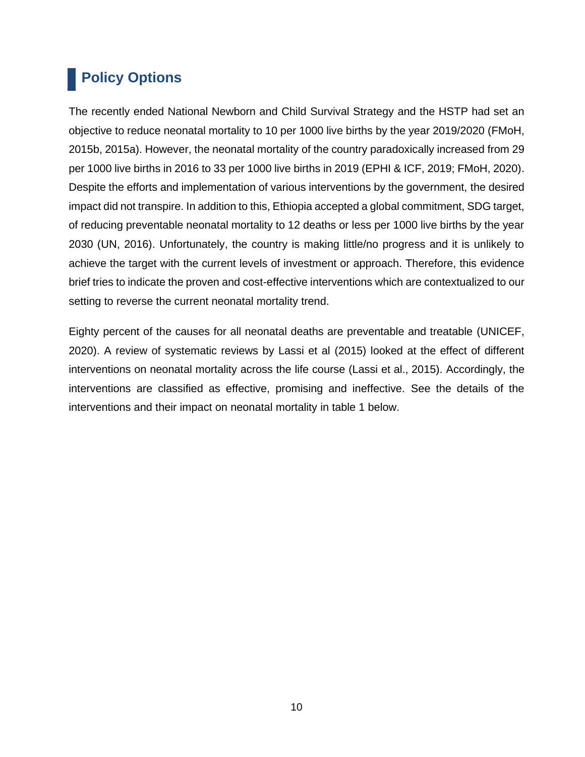## Policy Options

The recently ended National Newborn and Child Survival Strategy and the HSTP had set an objective to reduce neonatal mortality to 10 per 1000 live births by the year 2019/2020 (FMoH, 2015b, 2015a). However, the neonatal mortality of the country paradoxically increased from 29 per 1000 live births in 2016 to 33 per 1000 live births in 2019 (EPHI & ICF, 2019; FMoH, 2020). Despite the efforts and implementation of various interventions by the government, the desired impact did not transpire. In addition to this, Ethiopia accepted a global commitment, SDG target, of reducing preventable neonatal mortality to 12 deaths or less per 1000 live births by the year 2030 (UN, 2016). Unfortunately, the country is making little/no progress and it is unlikely to achieve the target with the current levels of investment or approach. Therefore, this evidence brief tries to indicate the proven and cost-effective interventions which are contextualized to our setting to reverse the current neonatal mortality trend.

Eighty percent of the causes for all neonatal deaths are preventable and treatable (UNICEF, 2020). A review of systematic reviews by Lassi et al (2015) looked at the effect of different interventions on neonatal mortality across the life course (Lassi et al., 2015). Accordingly, the interventions are classified as effective, promising and ineffective. See the details of the interventions and their impact on neonatal mortality in table 1 below.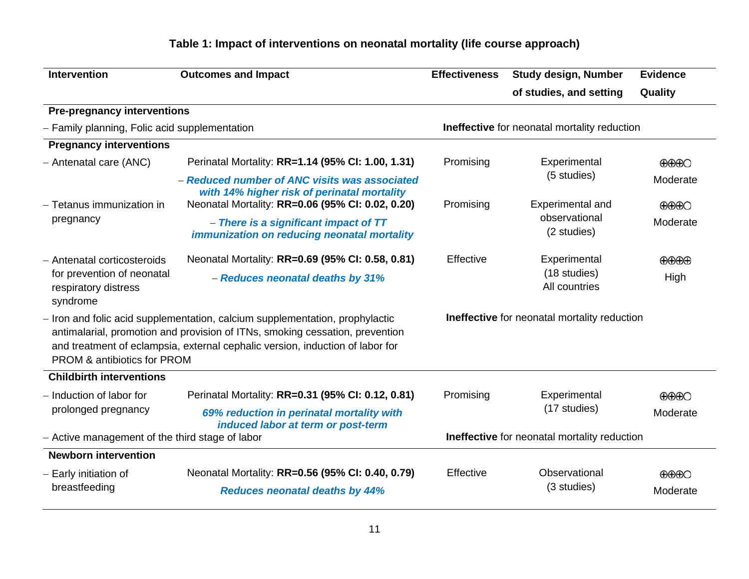### Table 1: Impact of interventions on neonatal mortality (life course approach)

| Intervention | Outcomes and Impact | Effectiveness | Study design, Number of studies, and setting | Evidence Quality |
|---|---|---|---|---|
| **Pre-pregnancy interventions** | | | | |
| – Family planning, Folic acid supplementation | | **Ineffective** for neonatal mortality reduction | | |
| **Pregnancy interventions** | | | | |
| – Antenatal care (ANC) | Perinatal Mortality: **RR=1.14 (95% CI: 1.00, 1.31)**<br>– ***Reduced number of ANC visits was associated with 14% higher risk of perinatal mortality*** | Promising | Experimental (5 studies) | ⊕⊕⊕◯ Moderate |
| – Tetanus immunization in pregnancy | Neonatal Mortality: **RR=0.06 (95% CI: 0.02, 0.20)**<br>– ***There is a significant impact of TT immunization on reducing neonatal mortality*** | Promising | Experimental and observational (2 studies) | ⊕⊕⊕◯ Moderate |
| – Antenatal corticosteroids for prevention of neonatal respiratory distress syndrome | Neonatal Mortality: **RR=0.69 (95% CI: 0.58, 0.81)**<br>– ***Reduces neonatal deaths by 31%*** | Effective | Experimental (18 studies) All countries | ⊕⊕⊕⊕ High |
| – Iron and folic acid supplementation, calcium supplementation, prophylactic antimalarial, promotion and provision of ITNs, smoking cessation, prevention and treatment of eclampsia, external cephalic version, induction of labor for PROM & antibiotics for PROM | | **Ineffective** for neonatal mortality reduction | | |
| **Childbirth interventions** | | | | |
| – Induction of labor for prolonged pregnancy | Perinatal Mortality: **RR=0.31 (95% CI: 0.12, 0.81)**<br>***69% reduction in perinatal mortality with induced labor at term or post-term*** | Promising | Experimental (17 studies) | ⊕⊕⊕◯ Moderate |
| – Active management of the third stage of labor | | **Ineffective** for neonatal mortality reduction | | |
| **Newborn intervention** | | | | |
| – Early initiation of breastfeeding | Neonatal Mortality: **RR=0.56 (95% CI: 0.40, 0.79)**<br>***Reduces neonatal deaths by 44%*** | Effective | Observational (3 studies) | ⊕⊕⊕◯ Moderate |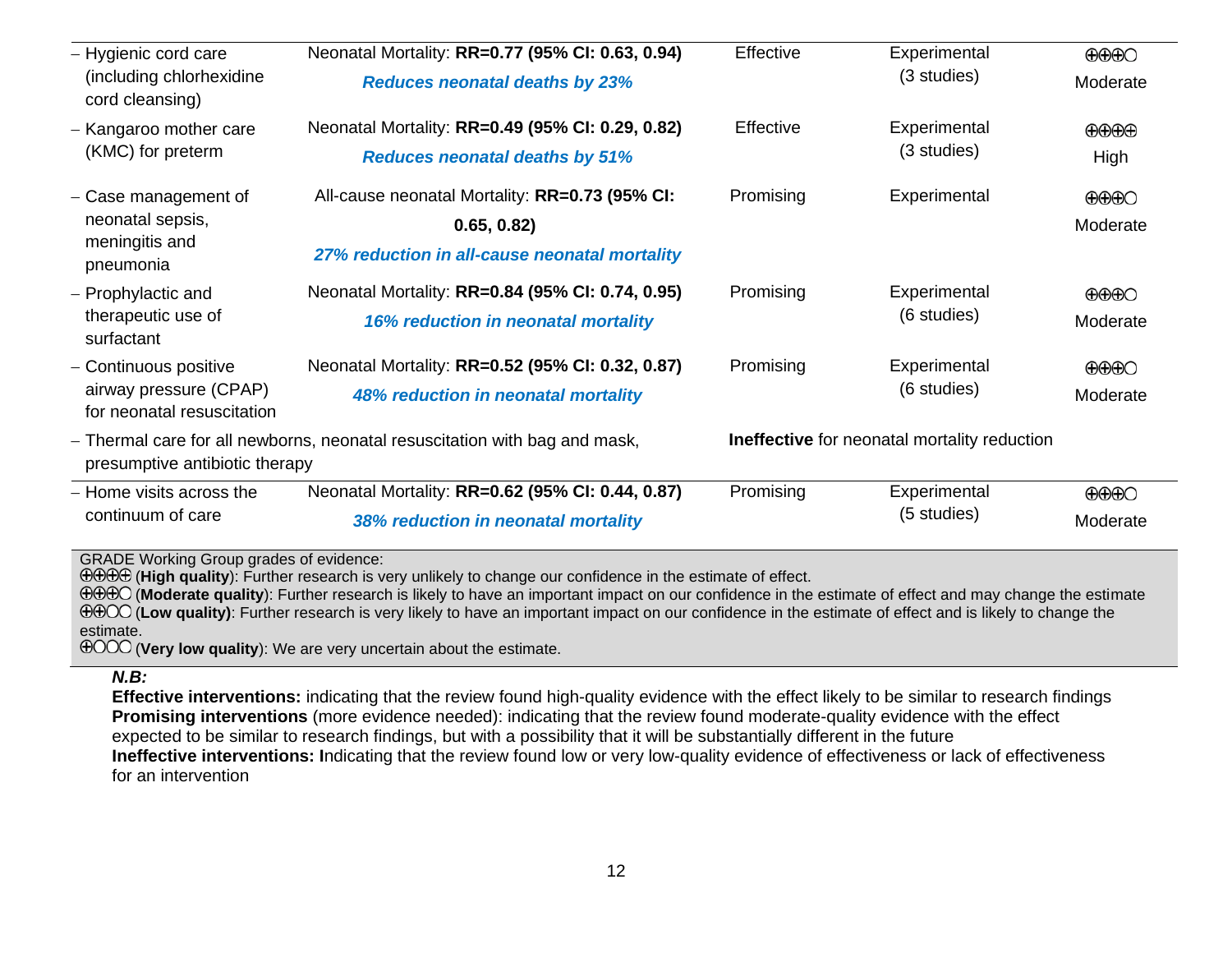| | | | | |
|---|---|---|---|---|
| – Hygienic cord care (including chlorhexidine cord cleansing) | Neonatal Mortality: **RR=0.77 (95% CI: 0.63, 0.94)** ***Reduces neonatal deaths by 23%*** | Effective | Experimental (3 studies) | ⊕⊕⊕◯ Moderate |
| – Kangaroo mother care (KMC) for preterm | Neonatal Mortality: **RR=0.49 (95% CI: 0.29, 0.82)** ***Reduces neonatal deaths by 51%*** | Effective | Experimental (3 studies) | ⊕⊕⊕⊕ High |
| – Case management of neonatal sepsis, meningitis and pneumonia | All-cause neonatal Mortality: **RR=0.73 (95% CI: 0.65, 0.82)** ***27% reduction in all-cause neonatal mortality*** | Promising | Experimental | ⊕⊕⊕◯ Moderate |
| – Prophylactic and therapeutic use of surfactant | Neonatal Mortality: **RR=0.84 (95% CI: 0.74, 0.95)** ***16% reduction in neonatal mortality*** | Promising | Experimental (6 studies) | ⊕⊕⊕◯ Moderate |
| – Continuous positive airway pressure (CPAP) for neonatal resuscitation | Neonatal Mortality: **RR=0.52 (95% CI: 0.32, 0.87)** ***48% reduction in neonatal mortality*** | Promising | Experimental (6 studies) | ⊕⊕⊕◯ Moderate |
| – Thermal care for all newborns, neonatal resuscitation with bag and mask, presumptive antibiotic therapy | | **Ineffective** for neonatal mortality reduction | | |
| – Home visits across the continuum of care | Neonatal Mortality: **RR=0.62 (95% CI: 0.44, 0.87)** ***38% reduction in neonatal mortality*** | Promising | Experimental (5 studies) | ⊕⊕⊕◯ Moderate |

GRADE Working Group grades of evidence:
⊕⊕⊕⊕ (**High quality**): Further research is very unlikely to change our confidence in the estimate of effect.
⊕⊕⊕◯ (**Moderate quality**): Further research is likely to have an important impact on our confidence in the estimate of effect and may change the estimate
⊕⊕◯◯ (**Low quality)**: Further research is very likely to have an important impact on our confidence in the estimate of effect and is likely to change the estimate.
⊕◯◯◯ (**Very low quality**): We are very uncertain about the estimate.

***N.B:***
**Effective interventions:** indicating that the review found high-quality evidence with the effect likely to be similar to research findings
**Promising interventions** (more evidence needed): indicating that the review found moderate-quality evidence with the effect expected to be similar to research findings, but with a possibility that it will be substantially different in the future
**Ineffective interventions: I**ndicating that the review found low or very low-quality evidence of effectiveness or lack of effectiveness for an intervention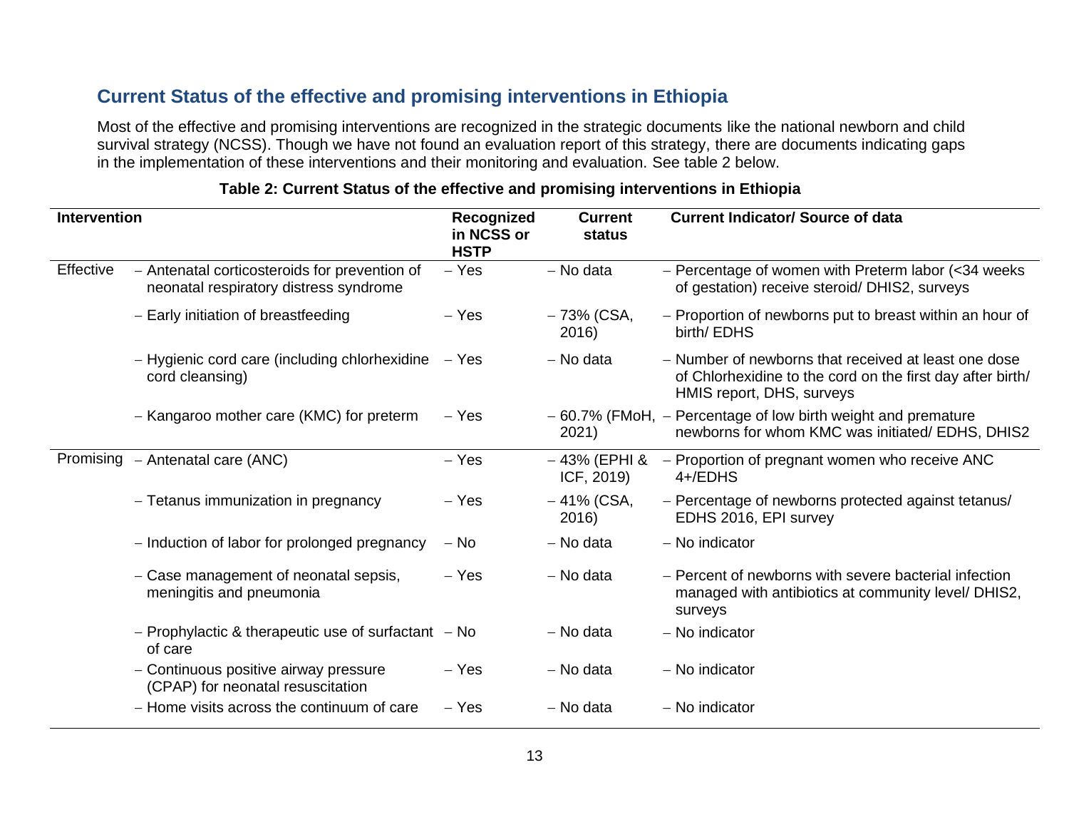## Current Status of the effective and promising interventions in Ethiopia

Most of the effective and promising interventions are recognized in the strategic documents like the national newborn and child survival strategy (NCSS). Though we have not found an evaluation report of this strategy, there are documents indicating gaps in the implementation of these interventions and their monitoring and evaluation. See table 2 below.

**Table 2: Current Status of the effective and promising interventions in Ethiopia**

| Intervention | | Recognized in NCSS or HSTP | Current status | Current Indicator/ Source of data |
|---|---|---|---|---|
| Effective | – Antenatal corticosteroids for prevention of neonatal respiratory distress syndrome | – Yes | – No data | – Percentage of women with Preterm labor (<34 weeks of gestation) receive steroid/ DHIS2, surveys |
| | – Early initiation of breastfeeding | – Yes | – 73% (CSA, 2016) | – Proportion of newborns put to breast within an hour of birth/ EDHS |
| | – Hygienic cord care (including chlorhexidine cord cleansing) | – Yes | – No data | – Number of newborns that received at least one dose of Chlorhexidine to the cord on the first day after birth/ HMIS report, DHS, surveys |
| | – Kangaroo mother care (KMC) for preterm | – Yes | – 60.7% (FMoH, 2021) | – Percentage of low birth weight and premature newborns for whom KMC was initiated/ EDHS, DHIS2 |
| Promising | – Antenatal care (ANC) | – Yes | – 43% (EPHI & ICF, 2019) | – Proportion of pregnant women who receive ANC 4+/EDHS |
| | – Tetanus immunization in pregnancy | – Yes | – 41% (CSA, 2016) | – Percentage of newborns protected against tetanus/ EDHS 2016, EPI survey |
| | – Induction of labor for prolonged pregnancy | – No | – No data | – No indicator |
| | – Case management of neonatal sepsis, meningitis and pneumonia | – Yes | – No data | – Percent of newborns with severe bacterial infection managed with antibiotics at community level/ DHIS2, surveys |
| | – Prophylactic & therapeutic use of surfactant of care | – No | – No data | – No indicator |
| | – Continuous positive airway pressure (CPAP) for neonatal resuscitation | – Yes | – No data | – No indicator |
| | – Home visits across the continuum of care | – Yes | – No data | – No indicator |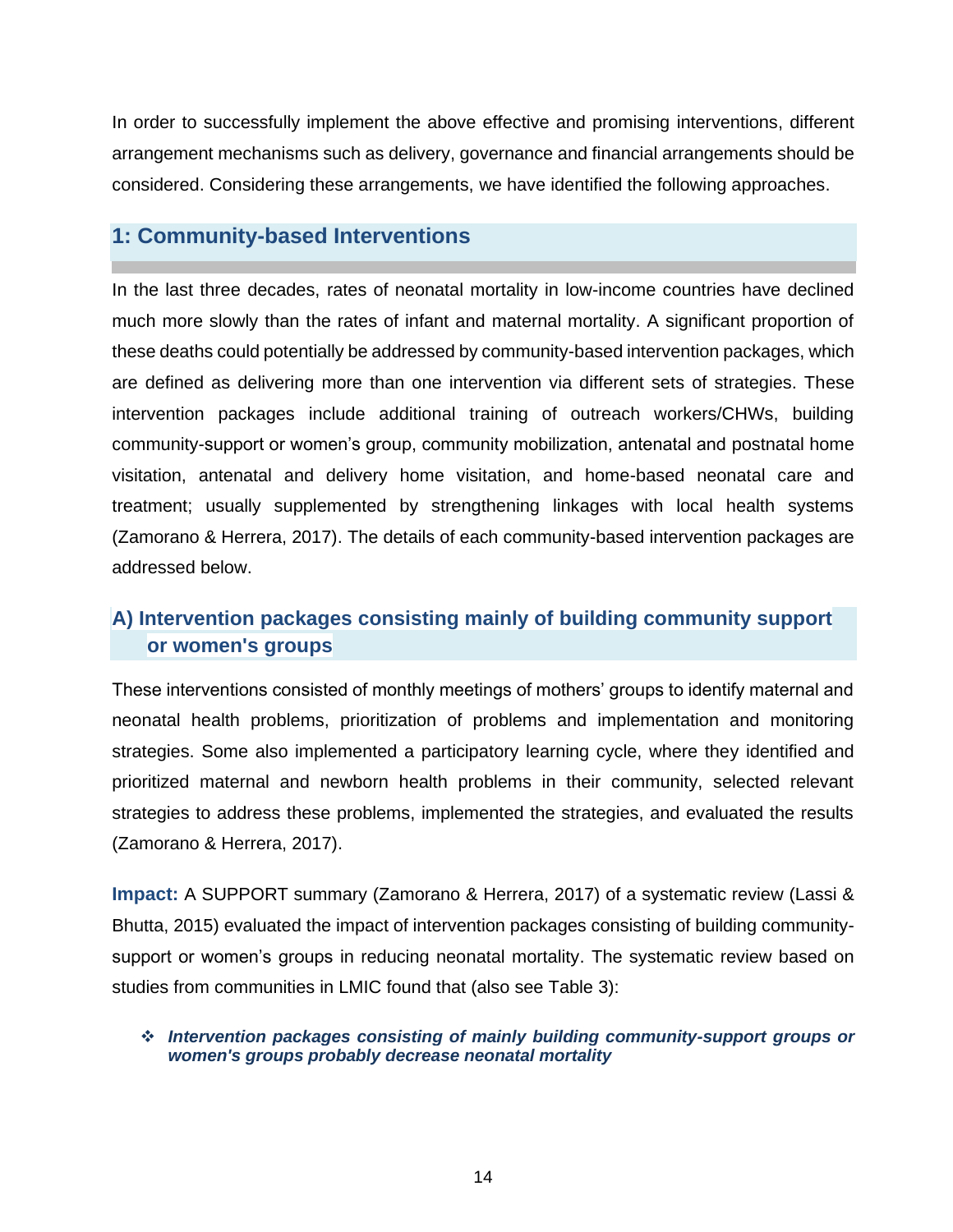In order to successfully implement the above effective and promising interventions, different arrangement mechanisms such as delivery, governance and financial arrangements should be considered. Considering these arrangements, we have identified the following approaches.

## 1: Community-based Interventions

In the last three decades, rates of neonatal mortality in low-income countries have declined much more slowly than the rates of infant and maternal mortality. A significant proportion of these deaths could potentially be addressed by community-based intervention packages, which are defined as delivering more than one intervention via different sets of strategies. These intervention packages include additional training of outreach workers/CHWs, building community-support or women's group, community mobilization, antenatal and postnatal home visitation, antenatal and delivery home visitation, and home-based neonatal care and treatment; usually supplemented by strengthening linkages with local health systems (Zamorano & Herrera, 2017). The details of each community-based intervention packages are addressed below.

### A) Intervention packages consisting mainly of building community support or women's groups

These interventions consisted of monthly meetings of mothers' groups to identify maternal and neonatal health problems, prioritization of problems and implementation and monitoring strategies. Some also implemented a participatory learning cycle, where they identified and prioritized maternal and newborn health problems in their community, selected relevant strategies to address these problems, implemented the strategies, and evaluated the results (Zamorano & Herrera, 2017).

**Impact:** A SUPPORT summary (Zamorano & Herrera, 2017) of a systematic review (Lassi & Bhutta, 2015) evaluated the impact of intervention packages consisting of building community-support or women's groups in reducing neonatal mortality. The systematic review based on studies from communities in LMIC found that (also see Table 3):

- ***Intervention packages consisting of mainly building community-support groups or women's groups probably decrease neonatal mortality***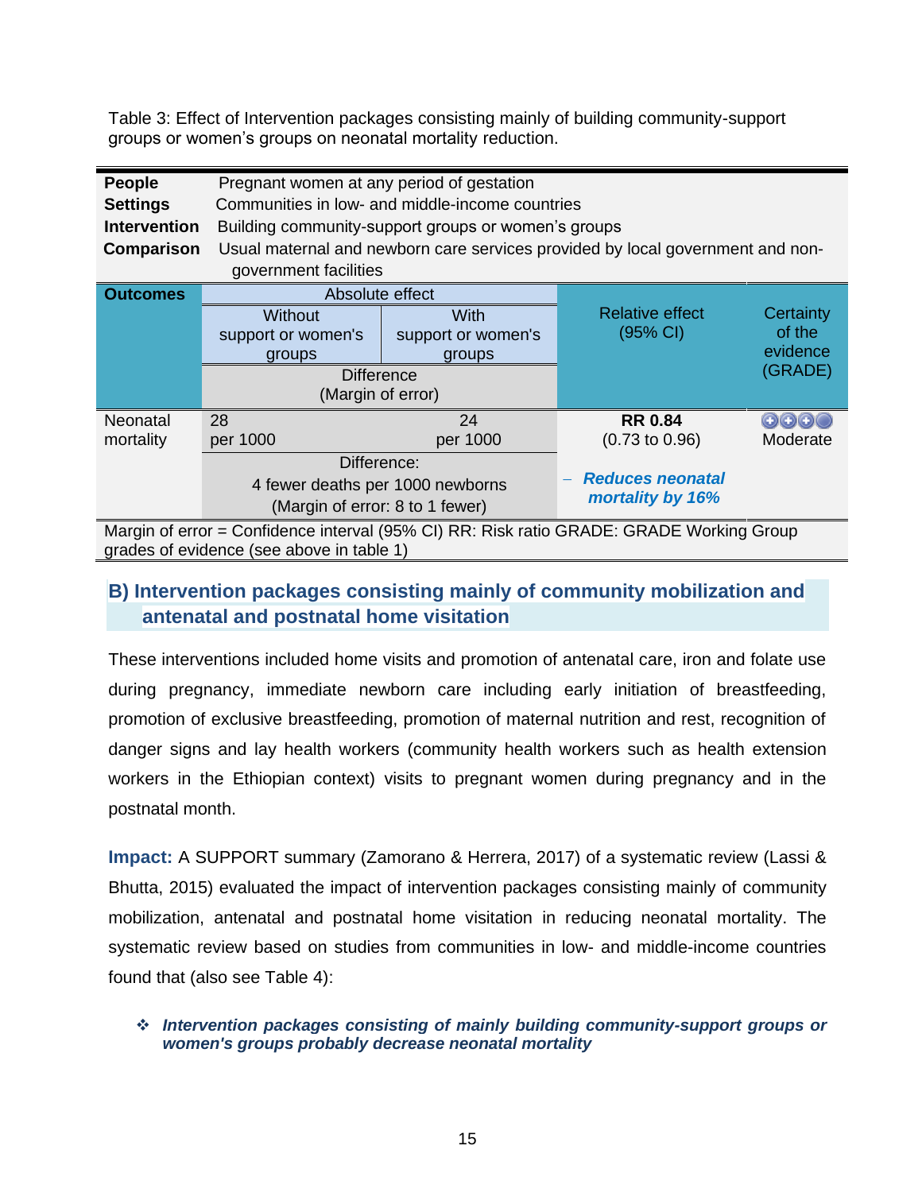Table 3: Effect of Intervention packages consisting mainly of building community-support groups or women's groups on neonatal mortality reduction.

| | | | | |
|---|---|---|---|---|
| **People** | Pregnant women at any period of gestation | | | |
| **Settings** | Communities in low- and middle-income countries | | | |
| **Intervention** | Building community-support groups or women's groups | | | |
| **Comparison** | Usual maternal and newborn care services provided by local government and non-government facilities | | | |
| **Outcomes** | Absolute effect | | Relative effect (95% CI) | Certainty of the evidence (GRADE) |
| | Without support or women's groups | With support or women's groups | | |
| | Difference (Margin of error) | | | |
| Neonatal mortality | 28 per 1000 | 24 per 1000 | **RR 0.84** (0.73 to 0.96) | ⊕⊕⊕◯ Moderate |
| | Difference: 4 fewer deaths per 1000 newborns (Margin of error: 8 to 1 fewer) | | − ***Reduces neonatal mortality by 16%*** | |

Margin of error = Confidence interval (95% CI) RR: Risk ratio GRADE: GRADE Working Group grades of evidence (see above in table 1)

## B) Intervention packages consisting mainly of community mobilization and antenatal and postnatal home visitation

These interventions included home visits and promotion of antenatal care, iron and folate use during pregnancy, immediate newborn care including early initiation of breastfeeding, promotion of exclusive breastfeeding, promotion of maternal nutrition and rest, recognition of danger signs and lay health workers (community health workers such as health extension workers in the Ethiopian context) visits to pregnant women during pregnancy and in the postnatal month.

**Impact:** A SUPPORT summary (Zamorano & Herrera, 2017) of a systematic review (Lassi & Bhutta, 2015) evaluated the impact of intervention packages consisting mainly of community mobilization, antenatal and postnatal home visitation in reducing neonatal mortality. The systematic review based on studies from communities in low- and middle-income countries found that (also see Table 4):

- ***Intervention packages consisting of mainly building community-support groups or women's groups probably decrease neonatal mortality***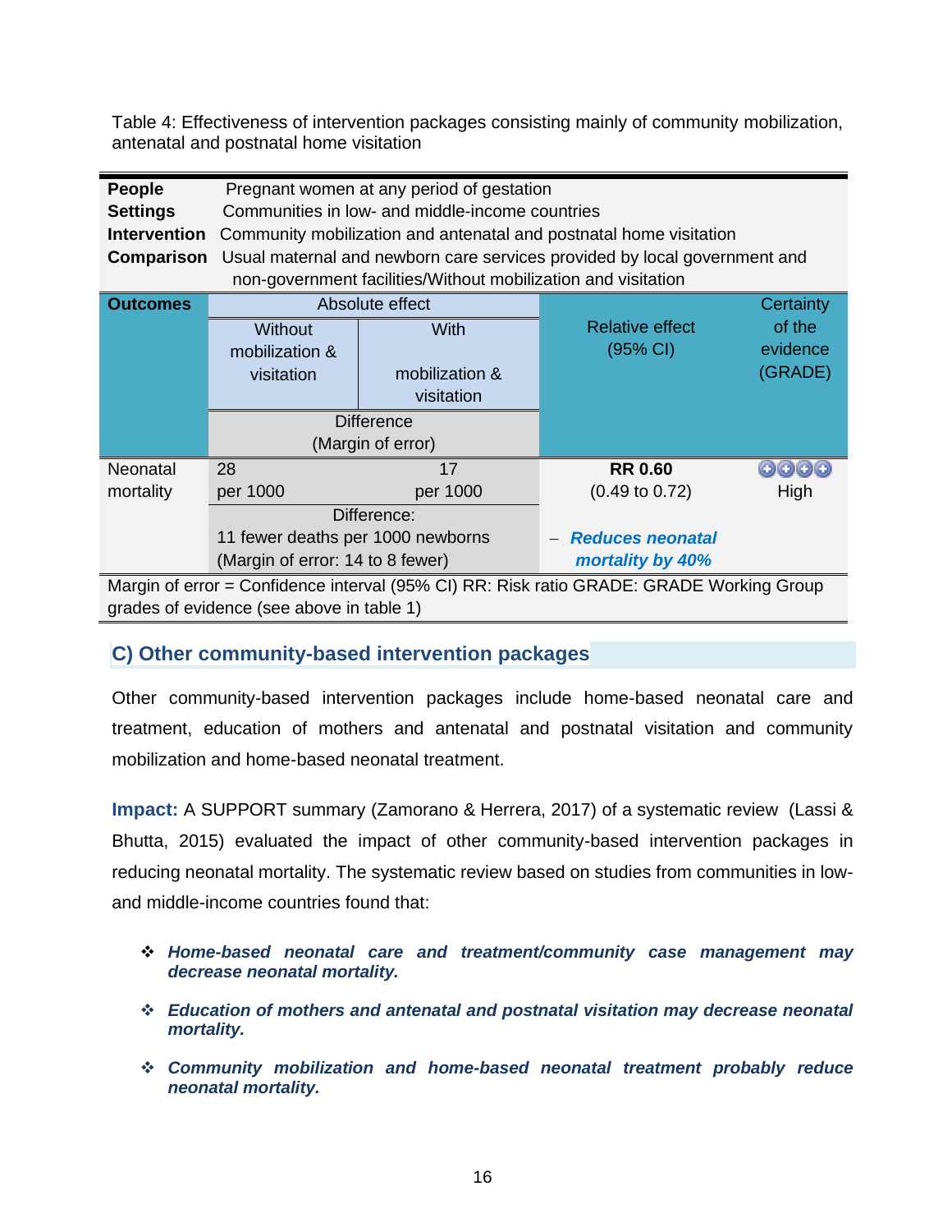Table 4: Effectiveness of intervention packages consisting mainly of community mobilization, antenatal and postnatal home visitation

| | |
|---|---|
| **People** | Pregnant women at any period of gestation |
| **Settings** | Communities in low- and middle-income countries |
| **Intervention** | Community mobilization and antenatal and postnatal home visitation |
| **Comparison** | Usual maternal and newborn care services provided by local government and non-government facilities/Without mobilization and visitation |

| **Outcomes** | Absolute effect | | Relative effect (95% CI) | Certainty of the evidence (GRADE) |
|---|---|---|---|---|
| | Without mobilization & visitation | With mobilization & visitation | | |
| | Difference (Margin of error) | | | |
| Neonatal mortality | 28 per 1000 | 17 per 1000 | **RR 0.60** (0.49 to 0.72) | ⊕⊕⊕⊕ High |
| | Difference: 11 fewer deaths per 1000 newborns (Margin of error: 14 to 8 fewer) | | – ***Reduces neonatal mortality by 40%*** | |

Margin of error = Confidence interval (95% CI) RR: Risk ratio GRADE: GRADE Working Group grades of evidence (see above in table 1)

## C) Other community-based intervention packages

Other community-based intervention packages include home-based neonatal care and treatment, education of mothers and antenatal and postnatal visitation and community mobilization and home-based neonatal treatment.

**Impact:** A SUPPORT summary (Zamorano & Herrera, 2017) of a systematic review (Lassi & Bhutta, 2015) evaluated the impact of other community-based intervention packages in reducing neonatal mortality. The systematic review based on studies from communities in low- and middle-income countries found that:

- ***Home-based neonatal care and treatment/community case management may decrease neonatal mortality.***
- ***Education of mothers and antenatal and postnatal visitation may decrease neonatal mortality.***
- ***Community mobilization and home-based neonatal treatment probably reduce neonatal mortality.***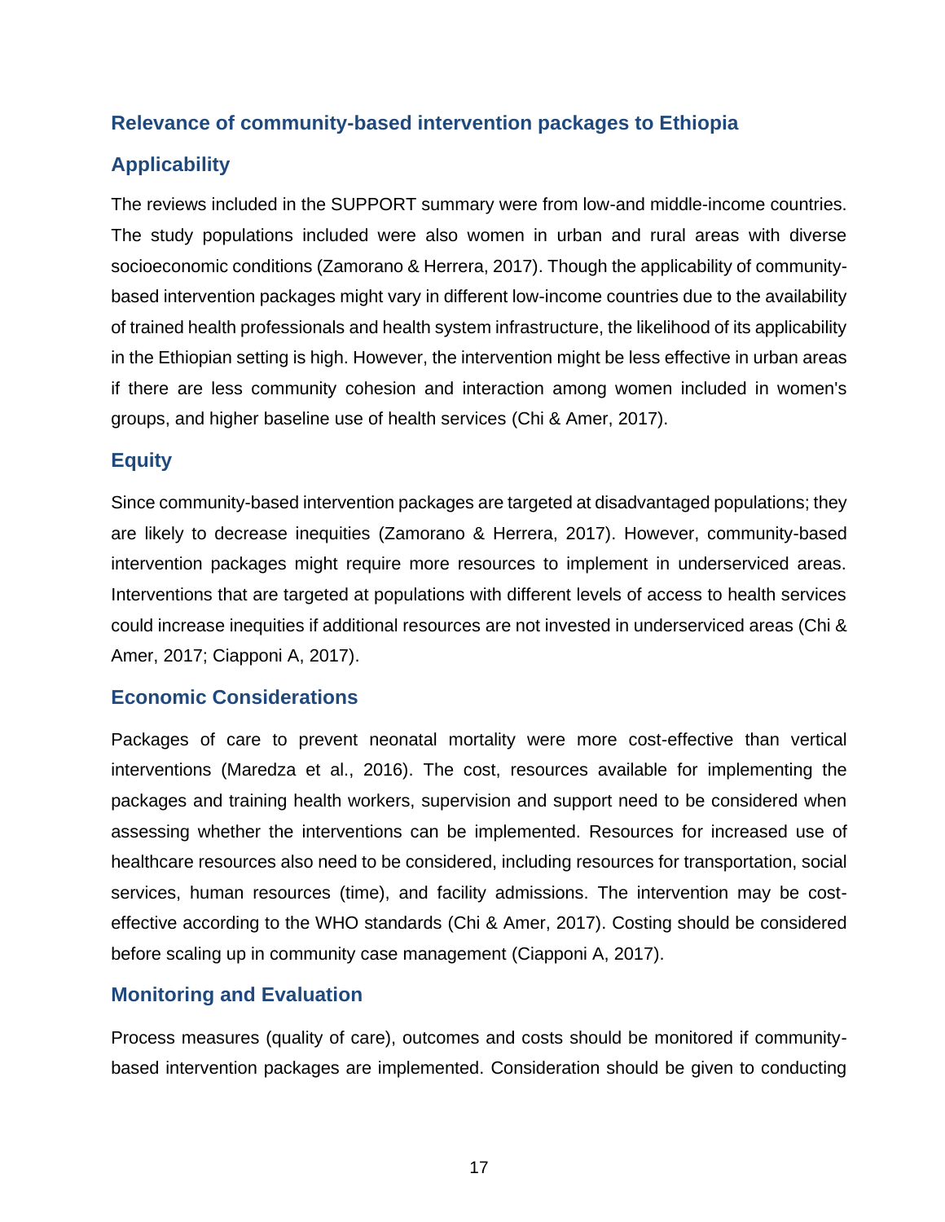## Relevance of community-based intervention packages to Ethiopia

### Applicability

The reviews included in the SUPPORT summary were from low-and middle-income countries. The study populations included were also women in urban and rural areas with diverse socioeconomic conditions (Zamorano & Herrera, 2017). Though the applicability of community-based intervention packages might vary in different low-income countries due to the availability of trained health professionals and health system infrastructure, the likelihood of its applicability in the Ethiopian setting is high. However, the intervention might be less effective in urban areas if there are less community cohesion and interaction among women included in women's groups, and higher baseline use of health services (Chi & Amer, 2017).

### Equity

Since community-based intervention packages are targeted at disadvantaged populations; they are likely to decrease inequities (Zamorano & Herrera, 2017). However, community-based intervention packages might require more resources to implement in underserviced areas. Interventions that are targeted at populations with different levels of access to health services could increase inequities if additional resources are not invested in underserviced areas (Chi & Amer, 2017; Ciapponi A, 2017).

### Economic Considerations

Packages of care to prevent neonatal mortality were more cost-effective than vertical interventions (Maredza et al., 2016). The cost, resources available for implementing the packages and training health workers, supervision and support need to be considered when assessing whether the interventions can be implemented. Resources for increased use of healthcare resources also need to be considered, including resources for transportation, social services, human resources (time), and facility admissions. The intervention may be cost-effective according to the WHO standards (Chi & Amer, 2017). Costing should be considered before scaling up in community case management (Ciapponi A, 2017).

### Monitoring and Evaluation

Process measures (quality of care), outcomes and costs should be monitored if community-based intervention packages are implemented. Consideration should be given to conducting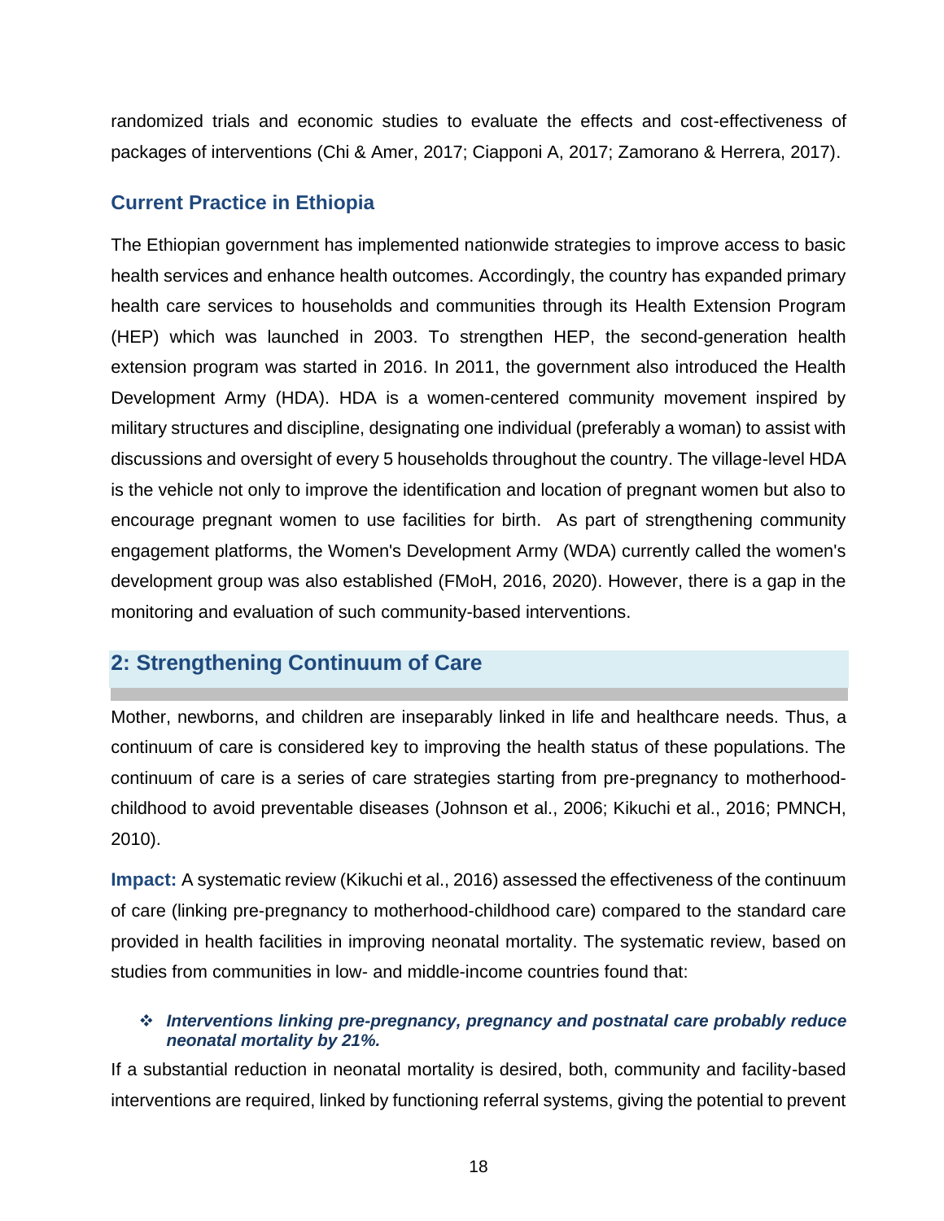randomized trials and economic studies to evaluate the effects and cost-effectiveness of packages of interventions (Chi & Amer, 2017; Ciapponi A, 2017; Zamorano & Herrera, 2017).

### Current Practice in Ethiopia

The Ethiopian government has implemented nationwide strategies to improve access to basic health services and enhance health outcomes. Accordingly, the country has expanded primary health care services to households and communities through its Health Extension Program (HEP) which was launched in 2003. To strengthen HEP, the second-generation health extension program was started in 2016. In 2011, the government also introduced the Health Development Army (HDA). HDA is a women-centered community movement inspired by military structures and discipline, designating one individual (preferably a woman) to assist with discussions and oversight of every 5 households throughout the country. The village-level HDA is the vehicle not only to improve the identification and location of pregnant women but also to encourage pregnant women to use facilities for birth. As part of strengthening community engagement platforms, the Women's Development Army (WDA) currently called the women's development group was also established (FMoH, 2016, 2020). However, there is a gap in the monitoring and evaluation of such community-based interventions.

## 2: Strengthening Continuum of Care

Mother, newborns, and children are inseparably linked in life and healthcare needs. Thus, a continuum of care is considered key to improving the health status of these populations. The continuum of care is a series of care strategies starting from pre-pregnancy to motherhood-childhood to avoid preventable diseases (Johnson et al., 2006; Kikuchi et al., 2016; PMNCH, 2010).

**Impact:** A systematic review (Kikuchi et al., 2016) assessed the effectiveness of the continuum of care (linking pre-pregnancy to motherhood-childhood care) compared to the standard care provided in health facilities in improving neonatal mortality. The systematic review, based on studies from communities in low- and middle-income countries found that:

- ***Interventions linking pre-pregnancy, pregnancy and postnatal care probably reduce neonatal mortality by 21%.***

If a substantial reduction in neonatal mortality is desired, both, community and facility-based interventions are required, linked by functioning referral systems, giving the potential to prevent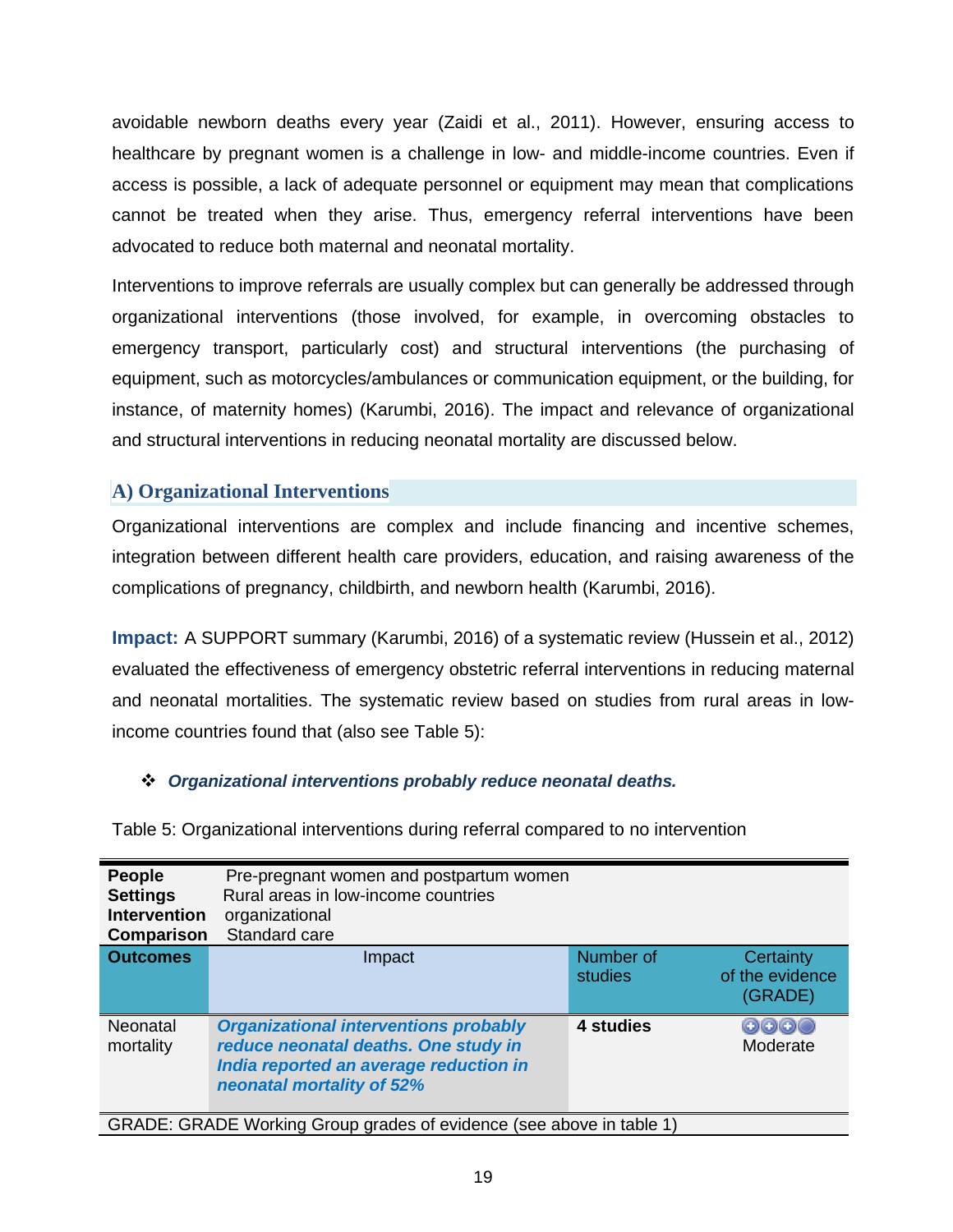avoidable newborn deaths every year (Zaidi et al., 2011). However, ensuring access to healthcare by pregnant women is a challenge in low- and middle-income countries. Even if access is possible, a lack of adequate personnel or equipment may mean that complications cannot be treated when they arise. Thus, emergency referral interventions have been advocated to reduce both maternal and neonatal mortality.

Interventions to improve referrals are usually complex but can generally be addressed through organizational interventions (those involved, for example, in overcoming obstacles to emergency transport, particularly cost) and structural interventions (the purchasing of equipment, such as motorcycles/ambulances or communication equipment, or the building, for instance, of maternity homes) (Karumbi, 2016). The impact and relevance of organizational and structural interventions in reducing neonatal mortality are discussed below.

### A) Organizational Interventions

Organizational interventions are complex and include financing and incentive schemes, integration between different health care providers, education, and raising awareness of the complications of pregnancy, childbirth, and newborn health (Karumbi, 2016).

**Impact:** A SUPPORT summary (Karumbi, 2016) of a systematic review (Hussein et al., 2012) evaluated the effectiveness of emergency obstetric referral interventions in reducing maternal and neonatal mortalities. The systematic review based on studies from rural areas in low-income countries found that (also see Table 5):

- ***Organizational interventions probably reduce neonatal deaths.***

Table 5: Organizational interventions during referral compared to no intervention

| | | | |
|---|---|---|---|
| **People** | Pre-pregnant women and postpartum women | | |
| **Settings** | Rural areas in low-income countries | | |
| **Intervention** | organizational | | |
| **Comparison** | Standard care | | |
| **Outcomes** | Impact | Number of studies | Certainty of the evidence (GRADE) |
| Neonatal mortality | ***Organizational interventions probably reduce neonatal deaths. One study in India reported an average reduction in neonatal mortality of 52%*** | **4 studies** | ⊕⊕⊕◯ Moderate |

GRADE: GRADE Working Group grades of evidence (see above in table 1)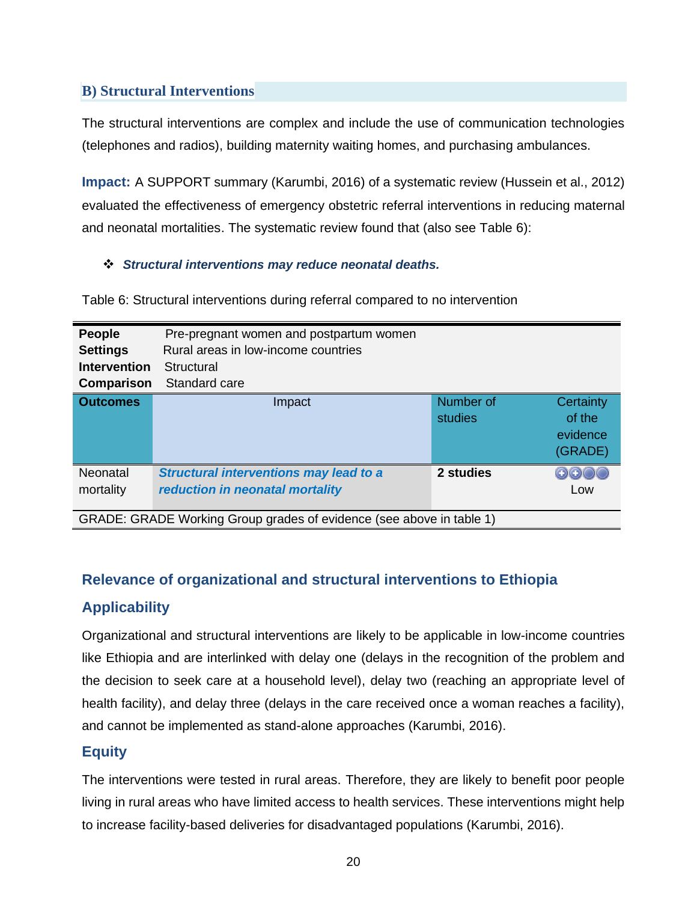## B) Structural Interventions

The structural interventions are complex and include the use of communication technologies (telephones and radios), building maternity waiting homes, and purchasing ambulances.

**Impact:** A SUPPORT summary (Karumbi, 2016) of a systematic review (Hussein et al., 2012) evaluated the effectiveness of emergency obstetric referral interventions in reducing maternal and neonatal mortalities. The systematic review found that (also see Table 6):

- ***Structural interventions may reduce neonatal deaths.***

Table 6: Structural interventions during referral compared to no intervention

| **People** | Pre-pregnant women and postpartum women | | |
|---|---|---|---|
| **Settings** | Rural areas in low-income countries | | |
| **Intervention** | Structural | | |
| **Comparison** | Standard care | | |
| **Outcomes** | Impact | Number of studies | Certainty of the evidence (GRADE) |
| Neonatal mortality | ***Structural interventions may lead to a reduction in neonatal mortality*** | **2 studies** | ⊕⊕◯◯ Low |
| GRADE: GRADE Working Group grades of evidence (see above in table 1) | | | |

### Relevance of organizational and structural interventions to Ethiopia

### Applicability

Organizational and structural interventions are likely to be applicable in low-income countries like Ethiopia and are interlinked with delay one (delays in the recognition of the problem and the decision to seek care at a household level), delay two (reaching an appropriate level of health facility), and delay three (delays in the care received once a woman reaches a facility), and cannot be implemented as stand-alone approaches (Karumbi, 2016).

### Equity

The interventions were tested in rural areas. Therefore, they are likely to benefit poor people living in rural areas who have limited access to health services. These interventions might help to increase facility-based deliveries for disadvantaged populations (Karumbi, 2016).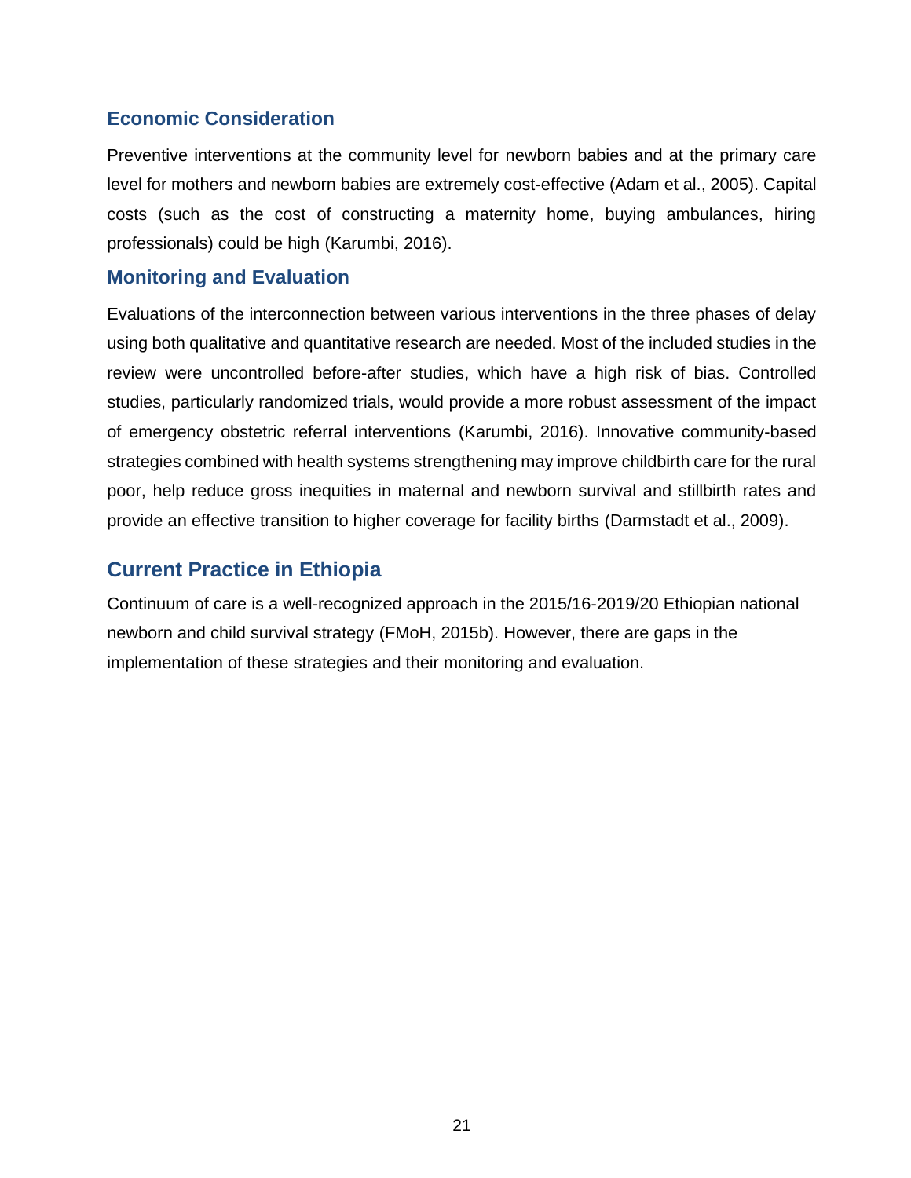### Economic Consideration

Preventive interventions at the community level for newborn babies and at the primary care level for mothers and newborn babies are extremely cost-effective (Adam et al., 2005). Capital costs (such as the cost of constructing a maternity home, buying ambulances, hiring professionals) could be high (Karumbi, 2016).

### Monitoring and Evaluation

Evaluations of the interconnection between various interventions in the three phases of delay using both qualitative and quantitative research are needed. Most of the included studies in the review were uncontrolled before-after studies, which have a high risk of bias. Controlled studies, particularly randomized trials, would provide a more robust assessment of the impact of emergency obstetric referral interventions (Karumbi, 2016). Innovative community-based strategies combined with health systems strengthening may improve childbirth care for the rural poor, help reduce gross inequities in maternal and newborn survival and stillbirth rates and provide an effective transition to higher coverage for facility births (Darmstadt et al., 2009).

## Current Practice in Ethiopia

Continuum of care is a well-recognized approach in the 2015/16-2019/20 Ethiopian national newborn and child survival strategy (FMoH, 2015b). However, there are gaps in the implementation of these strategies and their monitoring and evaluation.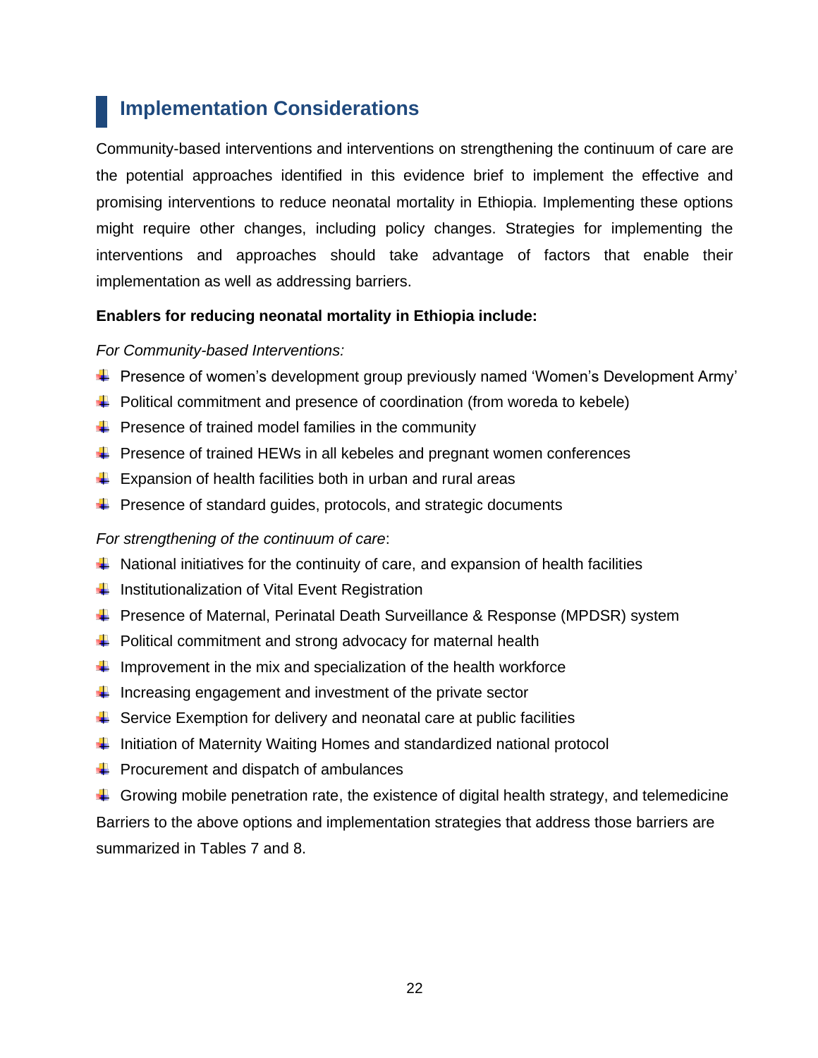## Implementation Considerations

Community-based interventions and interventions on strengthening the continuum of care are the potential approaches identified in this evidence brief to implement the effective and promising interventions to reduce neonatal mortality in Ethiopia. Implementing these options might require other changes, including policy changes. Strategies for implementing the interventions and approaches should take advantage of factors that enable their implementation as well as addressing barriers.

**Enablers for reducing neonatal mortality in Ethiopia include:**

*For Community-based Interventions:*

- Presence of women's development group previously named 'Women's Development Army'
- Political commitment and presence of coordination (from woreda to kebele)
- Presence of trained model families in the community
- Presence of trained HEWs in all kebeles and pregnant women conferences
- Expansion of health facilities both in urban and rural areas
- Presence of standard guides, protocols, and strategic documents

*For strengthening of the continuum of care*:

- National initiatives for the continuity of care, and expansion of health facilities
- Institutionalization of Vital Event Registration
- Presence of Maternal, Perinatal Death Surveillance & Response (MPDSR) system
- Political commitment and strong advocacy for maternal health
- Improvement in the mix and specialization of the health workforce
- Increasing engagement and investment of the private sector
- Service Exemption for delivery and neonatal care at public facilities
- Initiation of Maternity Waiting Homes and standardized national protocol
- Procurement and dispatch of ambulances
- Growing mobile penetration rate, the existence of digital health strategy, and telemedicine

Barriers to the above options and implementation strategies that address those barriers are summarized in Tables 7 and 8.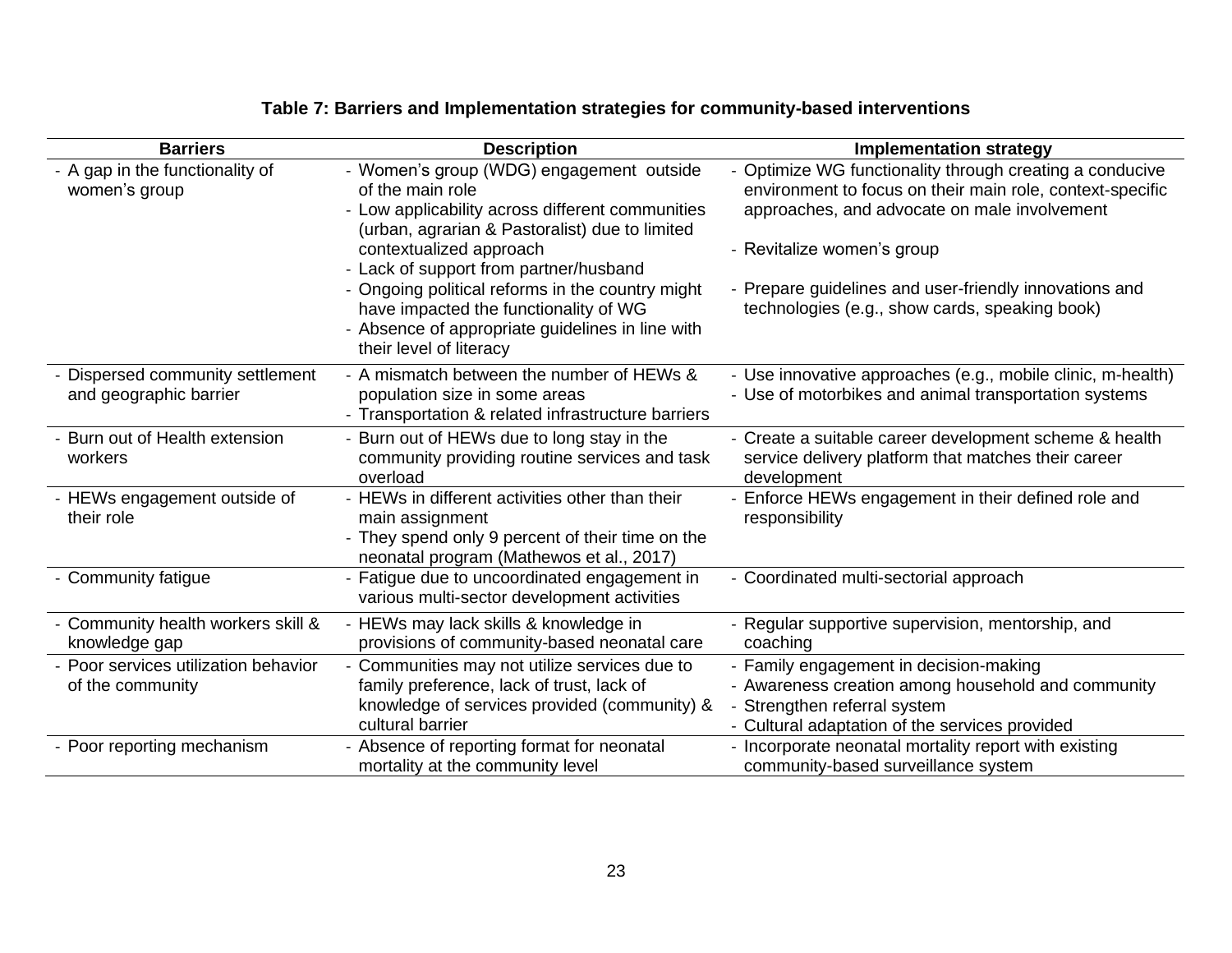**Table 7: Barriers and Implementation strategies for community-based interventions**

| Barriers | Description | Implementation strategy |
|---|---|---|
| - A gap in the functionality of women's group | - Women's group (WDG) engagement outside of the main role<br>- Low applicability across different communities (urban, agrarian & Pastoralist) due to limited contextualized approach<br>- Lack of support from partner/husband<br>- Ongoing political reforms in the country might have impacted the functionality of WG<br>- Absence of appropriate guidelines in line with their level of literacy | - Optimize WG functionality through creating a conducive environment to focus on their main role, context-specific approaches, and advocate on male involvement<br>- Revitalize women's group<br>- Prepare guidelines and user-friendly innovations and technologies (e.g., show cards, speaking book) |
| - Dispersed community settlement and geographic barrier | - A mismatch between the number of HEWs & population size in some areas<br>- Transportation & related infrastructure barriers | - Use innovative approaches (e.g., mobile clinic, m-health)<br>- Use of motorbikes and animal transportation systems |
| - Burn out of Health extension workers | - Burn out of HEWs due to long stay in the community providing routine services and task overload | - Create a suitable career development scheme & health service delivery platform that matches their career development |
| - HEWs engagement outside of their role | - HEWs in different activities other than their main assignment<br>- They spend only 9 percent of their time on the neonatal program (Mathewos et al., 2017) | - Enforce HEWs engagement in their defined role and responsibility |
| - Community fatigue | - Fatigue due to uncoordinated engagement in various multi-sector development activities | - Coordinated multi-sectorial approach |
| - Community health workers skill & knowledge gap | - HEWs may lack skills & knowledge in provisions of community-based neonatal care | - Regular supportive supervision, mentorship, and coaching |
| - Poor services utilization behavior of the community | - Communities may not utilize services due to family preference, lack of trust, lack of knowledge of services provided (community) & cultural barrier | - Family engagement in decision-making<br>- Awareness creation among household and community<br>- Strengthen referral system<br>- Cultural adaptation of the services provided |
| - Poor reporting mechanism | - Absence of reporting format for neonatal mortality at the community level | - Incorporate neonatal mortality report with existing community-based surveillance system |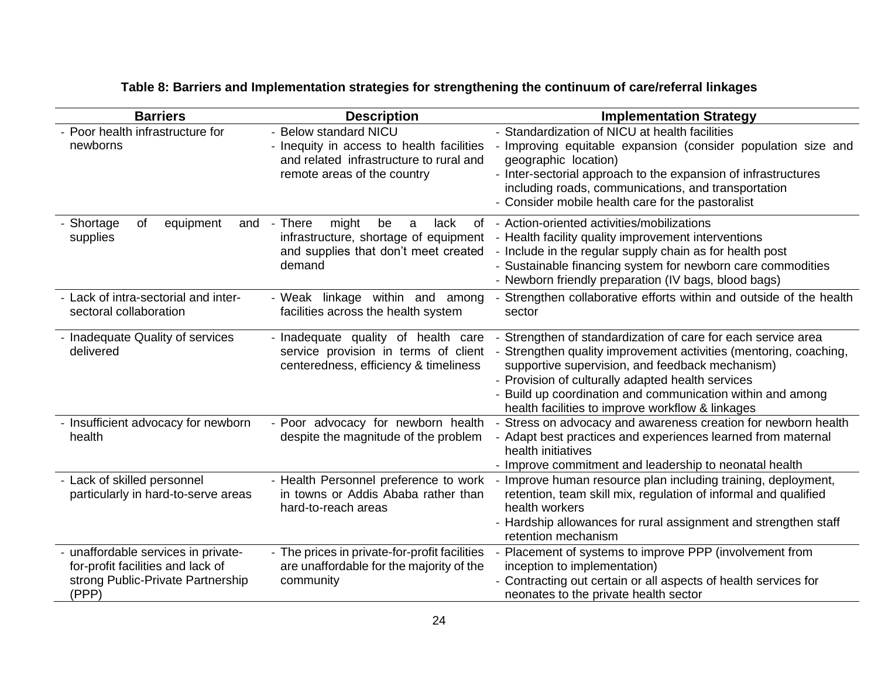**Table 8: Barriers and Implementation strategies for strengthening the continuum of care/referral linkages**

| Barriers | Description | Implementation Strategy |
|---|---|---|
| - Poor health infrastructure for newborns | - Below standard NICU<br>- Inequity in access to health facilities and related infrastructure to rural and remote areas of the country | - Standardization of NICU at health facilities<br>- Improving equitable expansion (consider population size and geographic location)<br>- Inter-sectorial approach to the expansion of infrastructures including roads, communications, and transportation<br>- Consider mobile health care for the pastoralist |
| - Shortage of equipment and supplies | - There might be a lack of infrastructure, shortage of equipment and supplies that don't meet created demand | - Action-oriented activities/mobilizations<br>- Health facility quality improvement interventions<br>- Include in the regular supply chain as for health post<br>- Sustainable financing system for newborn care commodities<br>- Newborn friendly preparation (IV bags, blood bags) |
| - Lack of intra-sectorial and inter-sectoral collaboration | - Weak linkage within and among facilities across the health system | - Strengthen collaborative efforts within and outside of the health sector |
| - Inadequate Quality of services delivered | - Inadequate quality of health care service provision in terms of client centeredness, efficiency & timeliness | - Strengthen of standardization of care for each service area<br>- Strengthen quality improvement activities (mentoring, coaching, supportive supervision, and feedback mechanism)<br>- Provision of culturally adapted health services<br>- Build up coordination and communication within and among health facilities to improve workflow & linkages |
| - Insufficient advocacy for newborn health | - Poor advocacy for newborn health despite the magnitude of the problem | - Stress on advocacy and awareness creation for newborn health<br>- Adapt best practices and experiences learned from maternal health initiatives<br>- Improve commitment and leadership to neonatal health |
| - Lack of skilled personnel particularly in hard-to-serve areas | - Health Personnel preference to work in towns or Addis Ababa rather than hard-to-reach areas | - Improve human resource plan including training, deployment, retention, team skill mix, regulation of informal and qualified health workers<br>- Hardship allowances for rural assignment and strengthen staff retention mechanism |
| - unaffordable services in private-for-profit facilities and lack of strong Public-Private Partnership (PPP) | - The prices in private-for-profit facilities are unaffordable for the majority of the community | - Placement of systems to improve PPP (involvement from inception to implementation)<br>- Contracting out certain or all aspects of health services for neonates to the private health sector |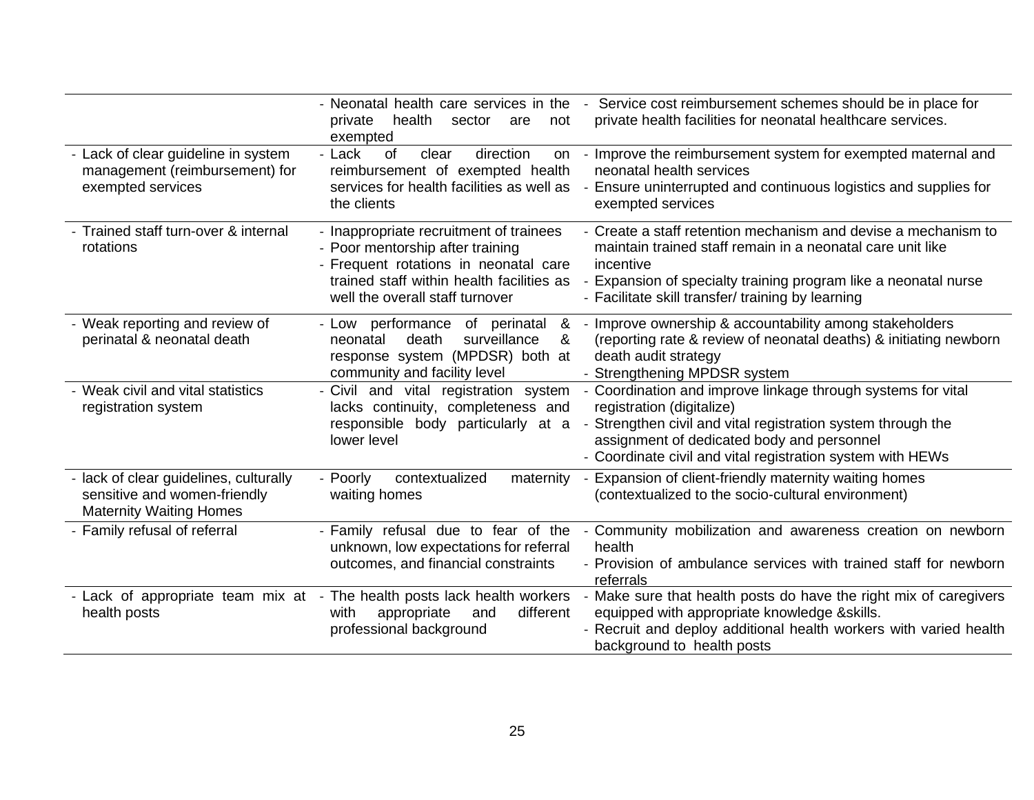| | | |
|---|---|---|
| | - Neonatal health care services in the private health sector are not exempted | - Service cost reimbursement schemes should be in place for private health facilities for neonatal healthcare services. |
| - Lack of clear guideline in system management (reimbursement) for exempted services | - Lack of clear direction on reimbursement of exempted health services for health facilities as well as the clients | - Improve the reimbursement system for exempted maternal and neonatal health services<br>- Ensure uninterrupted and continuous logistics and supplies for exempted services |
| - Trained staff turn-over & internal rotations | - Inappropriate recruitment of trainees<br>- Poor mentorship after training<br>- Frequent rotations in neonatal care trained staff within health facilities as well the overall staff turnover | - Create a staff retention mechanism and devise a mechanism to maintain trained staff remain in a neonatal care unit like incentive<br>- Expansion of specialty training program like a neonatal nurse<br>- Facilitate skill transfer/ training by learning |
| - Weak reporting and review of perinatal & neonatal death | - Low performance of perinatal & neonatal death surveillance & response system (MPDSR) both at community and facility level | - Improve ownership & accountability among stakeholders (reporting rate & review of neonatal deaths) & initiating newborn death audit strategy<br>- Strengthening MPDSR system |
| - Weak civil and vital statistics registration system | - Civil and vital registration system lacks continuity, completeness and responsible body particularly at a lower level | - Coordination and improve linkage through systems for vital registration (digitalize)<br>- Strengthen civil and vital registration system through the assignment of dedicated body and personnel<br>- Coordinate civil and vital registration system with HEWs |
| - lack of clear guidelines, culturally sensitive and women-friendly Maternity Waiting Homes | - Poorly contextualized maternity waiting homes | - Expansion of client-friendly maternity waiting homes (contextualized to the socio-cultural environment) |
| - Family refusal of referral | - Family refusal due to fear of the unknown, low expectations for referral outcomes, and financial constraints | - Community mobilization and awareness creation on newborn health<br>- Provision of ambulance services with trained staff for newborn referrals |
| - Lack of appropriate team mix at health posts | - The health posts lack health workers with appropriate and different professional background | - Make sure that health posts do have the right mix of caregivers equipped with appropriate knowledge &skills.<br>- Recruit and deploy additional health workers with varied health background to health posts |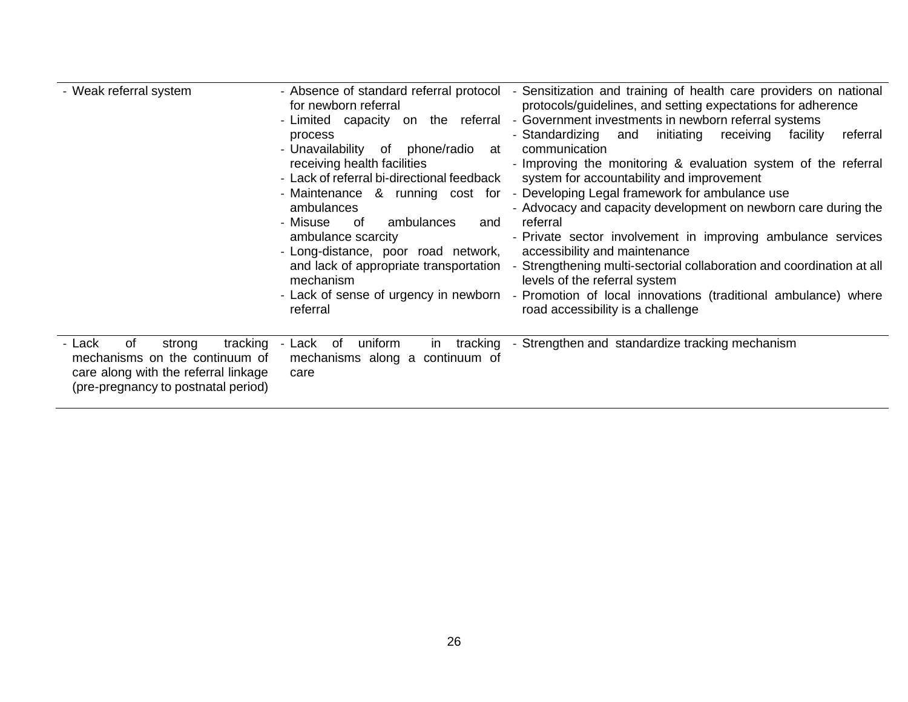| | | |
|---|---|---|
| - Weak referral system | - Absence of standard referral protocol for newborn referral<br>- Limited capacity on the referral process<br>- Unavailability of phone/radio at receiving health facilities<br>- Lack of referral bi-directional feedback<br>- Maintenance & running cost for ambulances<br>- Misuse of ambulances and ambulance scarcity<br>- Long-distance, poor road network, and lack of appropriate transportation mechanism<br>- Lack of sense of urgency in newborn referral | - Sensitization and training of health care providers on national protocols/guidelines, and setting expectations for adherence<br>- Government investments in newborn referral systems<br>- Standardizing and initiating receiving facility referral communication<br>- Improving the monitoring & evaluation system of the referral system for accountability and improvement<br>- Developing Legal framework for ambulance use<br>- Advocacy and capacity development on newborn care during the referral<br>- Private sector involvement in improving ambulance services accessibility and maintenance<br>- Strengthening multi-sectorial collaboration and coordination at all levels of the referral system<br>- Promotion of local innovations (traditional ambulance) where road accessibility is a challenge |
| - Lack of strong tracking mechanisms on the continuum of care along with the referral linkage (pre-pregnancy to postnatal period) | - Lack of uniform in tracking mechanisms along a continuum of care | - Strengthen and standardize tracking mechanism |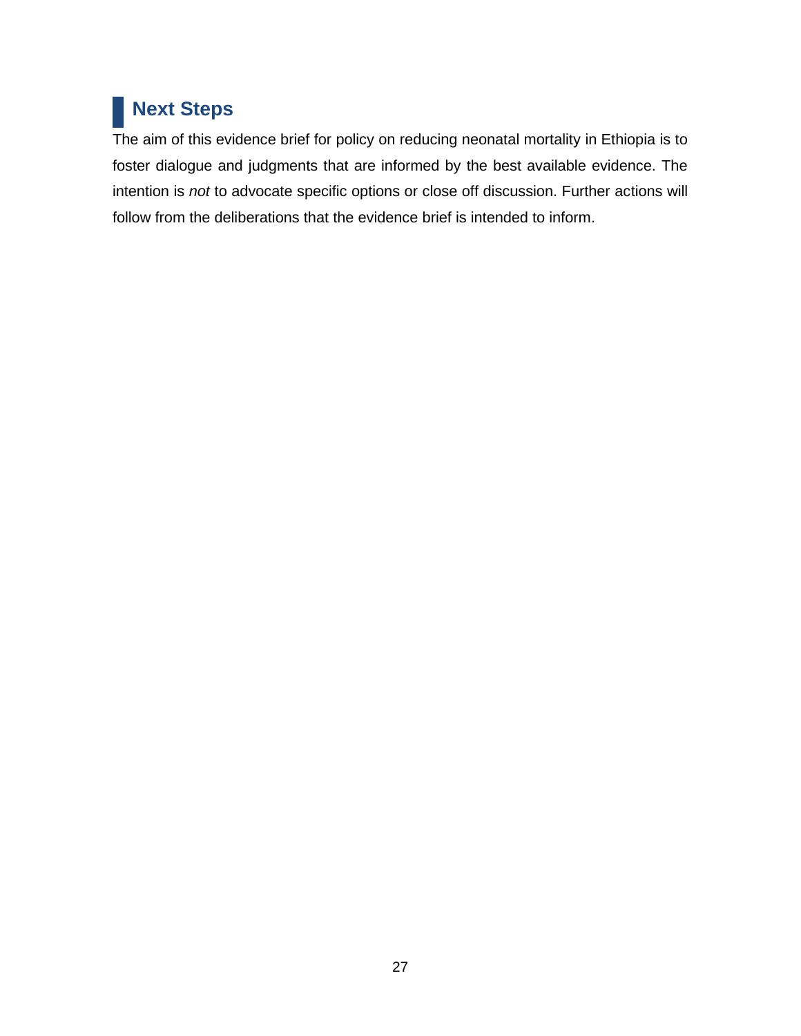## Next Steps

The aim of this evidence brief for policy on reducing neonatal mortality in Ethiopia is to foster dialogue and judgments that are informed by the best available evidence. The intention is *not* to advocate specific options or close off discussion. Further actions will follow from the deliberations that the evidence brief is intended to inform.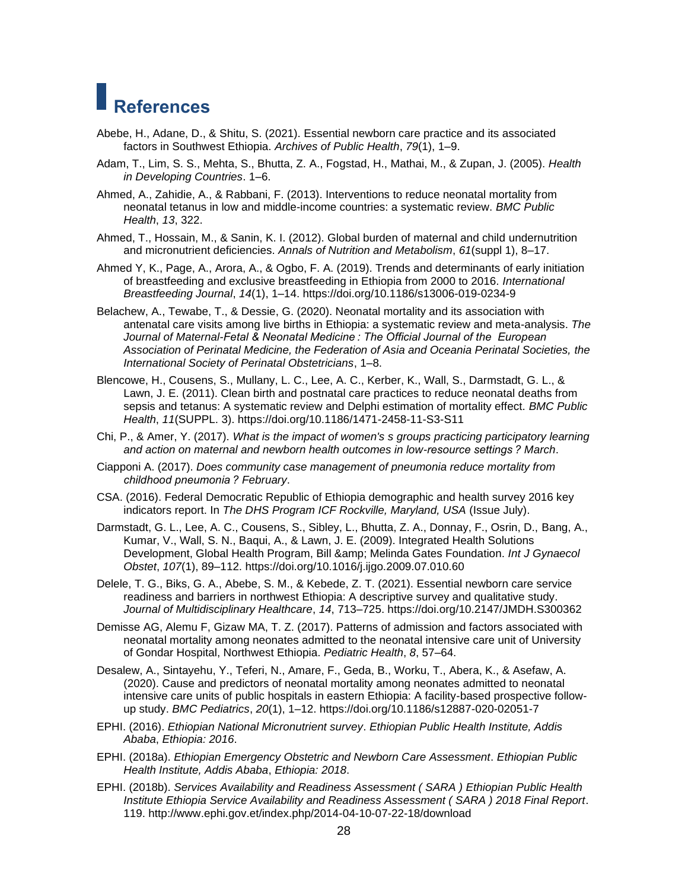# References

Abebe, H., Adane, D., & Shitu, S. (2021). Essential newborn care practice and its associated factors in Southwest Ethiopia. *Archives of Public Health*, *79*(1), 1–9.

Adam, T., Lim, S. S., Mehta, S., Bhutta, Z. A., Fogstad, H., Mathai, M., & Zupan, J. (2005). *Health in Developing Countries*. 1–6.

Ahmed, A., Zahidie, A., & Rabbani, F. (2013). Interventions to reduce neonatal mortality from neonatal tetanus in low and middle-income countries: a systematic review. *BMC Public Health*, *13*, 322.

Ahmed, T., Hossain, M., & Sanin, K. I. (2012). Global burden of maternal and child undernutrition and micronutrient deficiencies. *Annals of Nutrition and Metabolism*, *61*(suppl 1), 8–17.

Ahmed Y, K., Page, A., Arora, A., & Ogbo, F. A. (2019). Trends and determinants of early initiation of breastfeeding and exclusive breastfeeding in Ethiopia from 2000 to 2016. *International Breastfeeding Journal*, *14*(1), 1–14. https://doi.org/10.1186/s13006-019-0234-9

Belachew, A., Tewabe, T., & Dessie, G. (2020). Neonatal mortality and its association with antenatal care visits among live births in Ethiopia: a systematic review and meta-analysis. *The Journal of Maternal-Fetal & Neonatal Medicine : The Official Journal of the European Association of Perinatal Medicine, the Federation of Asia and Oceania Perinatal Societies, the International Society of Perinatal Obstetricians*, 1–8.

Blencowe, H., Cousens, S., Mullany, L. C., Lee, A. C., Kerber, K., Wall, S., Darmstadt, G. L., & Lawn, J. E. (2011). Clean birth and postnatal care practices to reduce neonatal deaths from sepsis and tetanus: A systematic review and Delphi estimation of mortality effect. *BMC Public Health*, *11*(SUPPL. 3). https://doi.org/10.1186/1471-2458-11-S3-S11

Chi, P., & Amer, Y. (2017). *What is the impact of women's s groups practicing participatory learning and action on maternal and newborn health outcomes in low-resource settings ? March*.

Ciapponi A. (2017). *Does community case management of pneumonia reduce mortality from childhood pneumonia ? February*.

CSA. (2016). Federal Democratic Republic of Ethiopia demographic and health survey 2016 key indicators report. In *The DHS Program ICF Rockville, Maryland, USA* (Issue July).

Darmstadt, G. L., Lee, A. C., Cousens, S., Sibley, L., Bhutta, Z. A., Donnay, F., Osrin, D., Bang, A., Kumar, V., Wall, S. N., Baqui, A., & Lawn, J. E. (2009). Integrated Health Solutions Development, Global Health Program, Bill &amp; Melinda Gates Foundation. *Int J Gynaecol Obstet*, *107*(1), 89–112. https://doi.org/10.1016/j.ijgo.2009.07.010.60

Delele, T. G., Biks, G. A., Abebe, S. M., & Kebede, Z. T. (2021). Essential newborn care service readiness and barriers in northwest Ethiopia: A descriptive survey and qualitative study. *Journal of Multidisciplinary Healthcare*, *14*, 713–725. https://doi.org/10.2147/JMDH.S300362

Demisse AG, Alemu F, Gizaw MA, T. Z. (2017). Patterns of admission and factors associated with neonatal mortality among neonates admitted to the neonatal intensive care unit of University of Gondar Hospital, Northwest Ethiopia. *Pediatric Health*, *8*, 57–64.

Desalew, A., Sintayehu, Y., Teferi, N., Amare, F., Geda, B., Worku, T., Abera, K., & Asefaw, A. (2020). Cause and predictors of neonatal mortality among neonates admitted to neonatal intensive care units of public hospitals in eastern Ethiopia: A facility-based prospective follow-up study. *BMC Pediatrics*, *20*(1), 1–12. https://doi.org/10.1186/s12887-020-02051-7

EPHI. (2016). *Ethiopian National Micronutrient survey*. *Ethiopian Public Health Institute, Addis Ababa*, *Ethiopia: 2016*.

EPHI. (2018a). *Ethiopian Emergency Obstetric and Newborn Care Assessment*. *Ethiopian Public Health Institute, Addis Ababa*, *Ethiopia: 2018*.

EPHI. (2018b). *Services Availability and Readiness Assessment ( SARA ) Ethiopian Public Health Institute Ethiopia Service Availability and Readiness Assessment ( SARA ) 2018 Final Report*. 119. http://www.ephi.gov.et/index.php/2014-04-10-07-22-18/download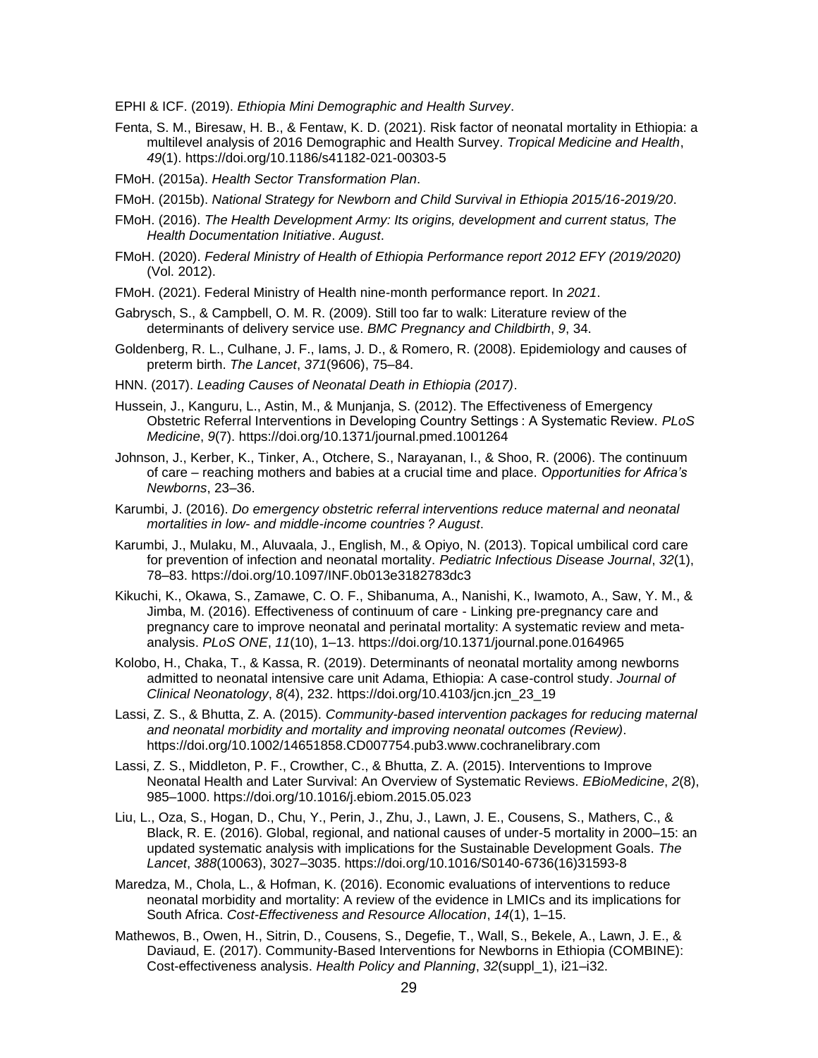EPHI & ICF. (2019). *Ethiopia Mini Demographic and Health Survey*.

Fenta, S. M., Biresaw, H. B., & Fentaw, K. D. (2021). Risk factor of neonatal mortality in Ethiopia: a multilevel analysis of 2016 Demographic and Health Survey. *Tropical Medicine and Health*, *49*(1). https://doi.org/10.1186/s41182-021-00303-5

FMoH. (2015a). *Health Sector Transformation Plan*.

FMoH. (2015b). *National Strategy for Newborn and Child Survival in Ethiopia 2015/16-2019/20*.

FMoH. (2016). *The Health Development Army: Its origins, development and current status, The Health Documentation Initiative*. *August*.

FMoH. (2020). *Federal Ministry of Health of Ethiopia Performance report 2012 EFY (2019/2020)* (Vol. 2012).

FMoH. (2021). Federal Ministry of Health nine-month performance report. In *2021*.

Gabrysch, S., & Campbell, O. M. R. (2009). Still too far to walk: Literature review of the determinants of delivery service use. *BMC Pregnancy and Childbirth*, *9*, 34.

Goldenberg, R. L., Culhane, J. F., Iams, J. D., & Romero, R. (2008). Epidemiology and causes of preterm birth. *The Lancet*, *371*(9606), 75–84.

HNN. (2017). *Leading Causes of Neonatal Death in Ethiopia (2017)*.

Hussein, J., Kanguru, L., Astin, M., & Munjanja, S. (2012). The Effectiveness of Emergency Obstetric Referral Interventions in Developing Country Settings : A Systematic Review. *PLoS Medicine*, *9*(7). https://doi.org/10.1371/journal.pmed.1001264

Johnson, J., Kerber, K., Tinker, A., Otchere, S., Narayanan, I., & Shoo, R. (2006). The continuum of care – reaching mothers and babies at a crucial time and place. *Opportunities for Africa's Newborns*, 23–36.

Karumbi, J. (2016). *Do emergency obstetric referral interventions reduce maternal and neonatal mortalities in low- and middle-income countries ? August*.

Karumbi, J., Mulaku, M., Aluvaala, J., English, M., & Opiyo, N. (2013). Topical umbilical cord care for prevention of infection and neonatal mortality. *Pediatric Infectious Disease Journal*, *32*(1), 78–83. https://doi.org/10.1097/INF.0b013e3182783dc3

Kikuchi, K., Okawa, S., Zamawe, C. O. F., Shibanuma, A., Nanishi, K., Iwamoto, A., Saw, Y. M., & Jimba, M. (2016). Effectiveness of continuum of care - Linking pre-pregnancy care and pregnancy care to improve neonatal and perinatal mortality: A systematic review and meta-analysis. *PLoS ONE*, *11*(10), 1–13. https://doi.org/10.1371/journal.pone.0164965

Kolobo, H., Chaka, T., & Kassa, R. (2019). Determinants of neonatal mortality among newborns admitted to neonatal intensive care unit Adama, Ethiopia: A case-control study. *Journal of Clinical Neonatology*, *8*(4), 232. https://doi.org/10.4103/jcn.jcn_23_19

Lassi, Z. S., & Bhutta, Z. A. (2015). *Community-based intervention packages for reducing maternal and neonatal morbidity and mortality and improving neonatal outcomes (Review)*. https://doi.org/10.1002/14651858.CD007754.pub3.www.cochranelibrary.com

Lassi, Z. S., Middleton, P. F., Crowther, C., & Bhutta, Z. A. (2015). Interventions to Improve Neonatal Health and Later Survival: An Overview of Systematic Reviews. *EBioMedicine*, *2*(8), 985–1000. https://doi.org/10.1016/j.ebiom.2015.05.023

Liu, L., Oza, S., Hogan, D., Chu, Y., Perin, J., Zhu, J., Lawn, J. E., Cousens, S., Mathers, C., & Black, R. E. (2016). Global, regional, and national causes of under-5 mortality in 2000–15: an updated systematic analysis with implications for the Sustainable Development Goals. *The Lancet*, *388*(10063), 3027–3035. https://doi.org/10.1016/S0140-6736(16)31593-8

Maredza, M., Chola, L., & Hofman, K. (2016). Economic evaluations of interventions to reduce neonatal morbidity and mortality: A review of the evidence in LMICs and its implications for South Africa. *Cost-Effectiveness and Resource Allocation*, *14*(1), 1–15.

Mathewos, B., Owen, H., Sitrin, D., Cousens, S., Degefie, T., Wall, S., Bekele, A., Lawn, J. E., & Daviaud, E. (2017). Community-Based Interventions for Newborns in Ethiopia (COMBINE): Cost-effectiveness analysis. *Health Policy and Planning*, *32*(suppl_1), i21–i32.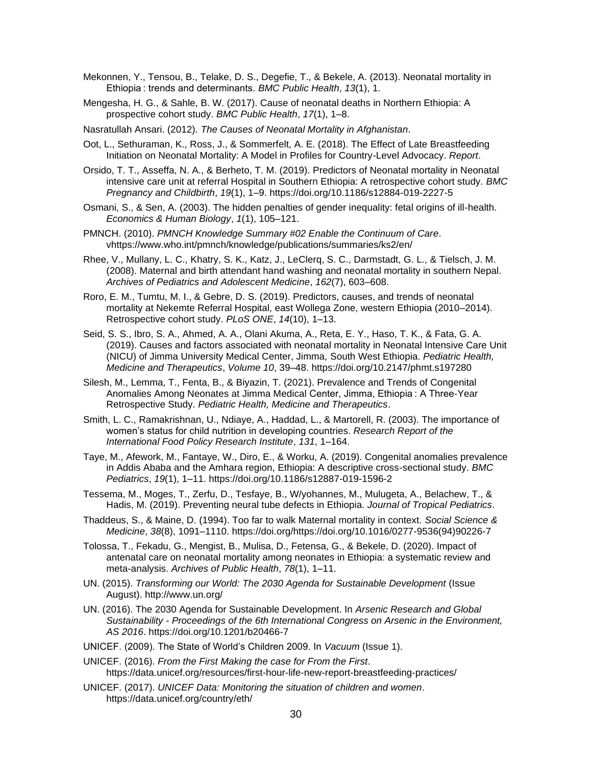Mekonnen, Y., Tensou, B., Telake, D. S., Degefie, T., & Bekele, A. (2013). Neonatal mortality in Ethiopia : trends and determinants. *BMC Public Health*, *13*(1), 1.

Mengesha, H. G., & Sahle, B. W. (2017). Cause of neonatal deaths in Northern Ethiopia: A prospective cohort study. *BMC Public Health*, *17*(1), 1–8.

Nasratullah Ansari. (2012). *The Causes of Neonatal Mortality in Afghanistan*.

Oot, L., Sethuraman, K., Ross, J., & Sommerfelt, A. E. (2018). The Effect of Late Breastfeeding Initiation on Neonatal Mortality: A Model in Profiles for Country-Level Advocacy. *Report*.

Orsido, T. T., Asseffa, N. A., & Berheto, T. M. (2019). Predictors of Neonatal mortality in Neonatal intensive care unit at referral Hospital in Southern Ethiopia: A retrospective cohort study. *BMC Pregnancy and Childbirth*, *19*(1), 1–9. https://doi.org/10.1186/s12884-019-2227-5

Osmani, S., & Sen, A. (2003). The hidden penalties of gender inequality: fetal origins of ill-health. *Economics & Human Biology*, *1*(1), 105–121.

PMNCH. (2010). *PMNCH Knowledge Summary #02 Enable the Continuum of Care*. vhttps://www.who.int/pmnch/knowledge/publications/summaries/ks2/en/

Rhee, V., Mullany, L. C., Khatry, S. K., Katz, J., LeClerq, S. C., Darmstadt, G. L., & Tielsch, J. M. (2008). Maternal and birth attendant hand washing and neonatal mortality in southern Nepal. *Archives of Pediatrics and Adolescent Medicine*, *162*(7), 603–608.

Roro, E. M., Tumtu, M. I., & Gebre, D. S. (2019). Predictors, causes, and trends of neonatal mortality at Nekemte Referral Hospital, east Wollega Zone, western Ethiopia (2010–2014). Retrospective cohort study. *PLoS ONE*, *14*(10), 1–13.

Seid, S. S., Ibro, S. A., Ahmed, A. A., Olani Akuma, A., Reta, E. Y., Haso, T. K., & Fata, G. A. (2019). Causes and factors associated with neonatal mortality in Neonatal Intensive Care Unit (NICU) of Jimma University Medical Center, Jimma, South West Ethiopia. *Pediatric Health, Medicine and Therapeutics*, *Volume 10*, 39–48. https://doi.org/10.2147/phmt.s197280

Silesh, M., Lemma, T., Fenta, B., & Biyazin, T. (2021). Prevalence and Trends of Congenital Anomalies Among Neonates at Jimma Medical Center, Jimma, Ethiopia : A Three-Year Retrospective Study. *Pediatric Health, Medicine and Therapeutics*.

Smith, L. C., Ramakrishnan, U., Ndiaye, A., Haddad, L., & Martorell, R. (2003). The importance of women's status for child nutrition in developing countries. *Research Report of the International Food Policy Research Institute*, *131*, 1–164.

Taye, M., Afework, M., Fantaye, W., Diro, E., & Worku, A. (2019). Congenital anomalies prevalence in Addis Ababa and the Amhara region, Ethiopia: A descriptive cross-sectional study. *BMC Pediatrics*, *19*(1), 1–11. https://doi.org/10.1186/s12887-019-1596-2

Tessema, M., Moges, T., Zerfu, D., Tesfaye, B., W/yohannes, M., Mulugeta, A., Belachew, T., & Hadis, M. (2019). Preventing neural tube defects in Ethiopia. *Journal of Tropical Pediatrics*.

Thaddeus, S., & Maine, D. (1994). Too far to walk Maternal mortality in context. *Social Science & Medicine*, *38*(8), 1091–1110. https://doi.org/https://doi.org/10.1016/0277-9536(94)90226-7

Tolossa, T., Fekadu, G., Mengist, B., Mulisa, D., Fetensa, G., & Bekele, D. (2020). Impact of antenatal care on neonatal mortality among neonates in Ethiopia: a systematic review and meta-analysis. *Archives of Public Health*, *78*(1), 1–11.

UN. (2015). *Transforming our World: The 2030 Agenda for Sustainable Development* (Issue August). http://www.un.org/

UN. (2016). The 2030 Agenda for Sustainable Development. In *Arsenic Research and Global Sustainability - Proceedings of the 6th International Congress on Arsenic in the Environment, AS 2016*. https://doi.org/10.1201/b20466-7

UNICEF. (2009). The State of World's Children 2009. In *Vacuum* (Issue 1).

UNICEF. (2016). *From the First Making the case for From the First*. https://data.unicef.org/resources/first-hour-life-new-report-breastfeeding-practices/

UNICEF. (2017). *UNICEF Data: Monitoring the situation of children and women*. https://data.unicef.org/country/eth/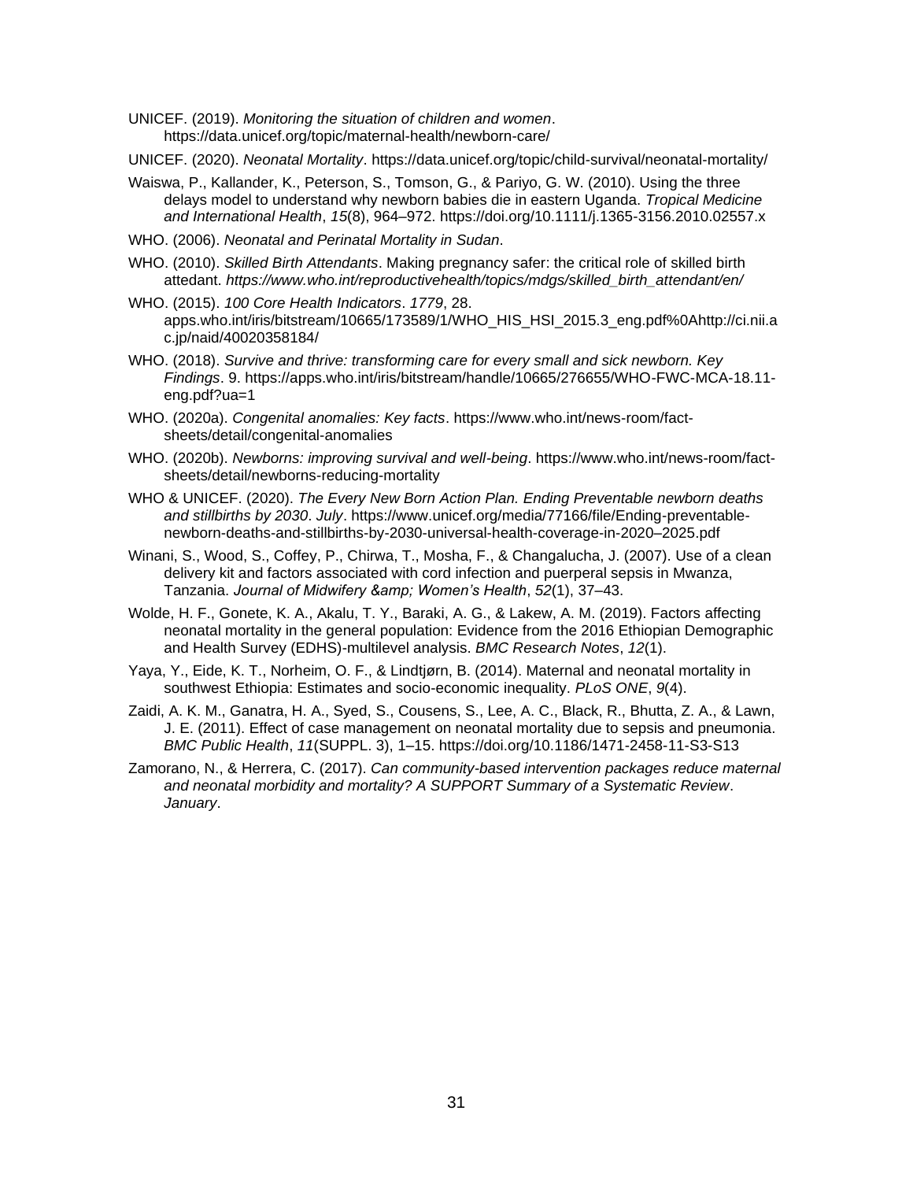UNICEF. (2019). *Monitoring the situation of children and women*. https://data.unicef.org/topic/maternal-health/newborn-care/

UNICEF. (2020). *Neonatal Mortality*. https://data.unicef.org/topic/child-survival/neonatal-mortality/

Waiswa, P., Kallander, K., Peterson, S., Tomson, G., & Pariyo, G. W. (2010). Using the three delays model to understand why newborn babies die in eastern Uganda. *Tropical Medicine and International Health*, *15*(8), 964–972. https://doi.org/10.1111/j.1365-3156.2010.02557.x

WHO. (2006). *Neonatal and Perinatal Mortality in Sudan*.

WHO. (2010). *Skilled Birth Attendants*. Making pregnancy safer: the critical role of skilled birth attedant. *https://www.who.int/reproductivehealth/topics/mdgs/skilled_birth_attendant/en/*

WHO. (2015). *100 Core Health Indicators*. *1779*, 28. apps.who.int/iris/bitstream/10665/173589/1/WHO_HIS_HSI_2015.3_eng.pdf%0Ahttp://ci.nii.ac.jp/naid/40020358184/

WHO. (2018). *Survive and thrive: transforming care for every small and sick newborn. Key Findings*. 9. https://apps.who.int/iris/bitstream/handle/10665/276655/WHO-FWC-MCA-18.11-eng.pdf?ua=1

WHO. (2020a). *Congenital anomalies: Key facts*. https://www.who.int/news-room/fact-sheets/detail/congenital-anomalies

WHO. (2020b). *Newborns: improving survival and well-being*. https://www.who.int/news-room/fact-sheets/detail/newborns-reducing-mortality

WHO & UNICEF. (2020). *The Every New Born Action Plan. Ending Preventable newborn deaths and stillbirths by 2030*. *July*. https://www.unicef.org/media/77166/file/Ending-preventable-newborn-deaths-and-stillbirths-by-2030-universal-health-coverage-in-2020–2025.pdf

Winani, S., Wood, S., Coffey, P., Chirwa, T., Mosha, F., & Changalucha, J. (2007). Use of a clean delivery kit and factors associated with cord infection and puerperal sepsis in Mwanza, Tanzania. *Journal of Midwifery &amp; Women's Health*, *52*(1), 37–43.

Wolde, H. F., Gonete, K. A., Akalu, T. Y., Baraki, A. G., & Lakew, A. M. (2019). Factors affecting neonatal mortality in the general population: Evidence from the 2016 Ethiopian Demographic and Health Survey (EDHS)-multilevel analysis. *BMC Research Notes*, *12*(1).

Yaya, Y., Eide, K. T., Norheim, O. F., & Lindtjørn, B. (2014). Maternal and neonatal mortality in southwest Ethiopia: Estimates and socio-economic inequality. *PLoS ONE*, *9*(4).

Zaidi, A. K. M., Ganatra, H. A., Syed, S., Cousens, S., Lee, A. C., Black, R., Bhutta, Z. A., & Lawn, J. E. (2011). Effect of case management on neonatal mortality due to sepsis and pneumonia. *BMC Public Health*, *11*(SUPPL. 3), 1–15. https://doi.org/10.1186/1471-2458-11-S3-S13

Zamorano, N., & Herrera, C. (2017). *Can community-based intervention packages reduce maternal and neonatal morbidity and mortality? A SUPPORT Summary of a Systematic Review*. *January*.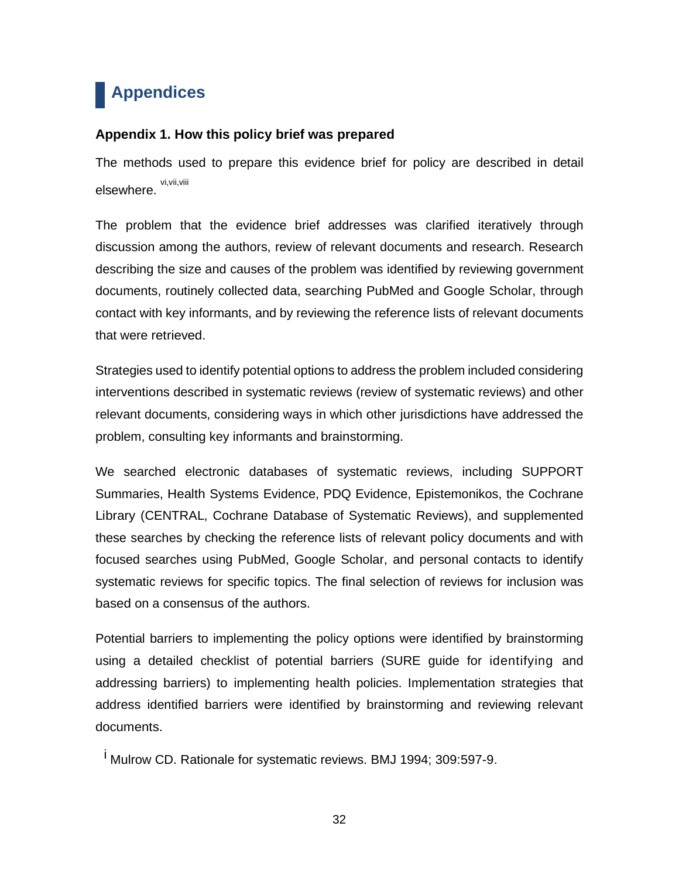# Appendices

### Appendix 1. How this policy brief was prepared

The methods used to prepare this evidence brief for policy are described in detail elsewhere.[vi,vii,viii]

The problem that the evidence brief addresses was clarified iteratively through discussion among the authors, review of relevant documents and research. Research describing the size and causes of the problem was identified by reviewing government documents, routinely collected data, searching PubMed and Google Scholar, through contact with key informants, and by reviewing the reference lists of relevant documents that were retrieved.

Strategies used to identify potential options to address the problem included considering interventions described in systematic reviews (review of systematic reviews) and other relevant documents, considering ways in which other jurisdictions have addressed the problem, consulting key informants and brainstorming.

We searched electronic databases of systematic reviews, including SUPPORT Summaries, Health Systems Evidence, PDQ Evidence, Epistemonikos, the Cochrane Library (CENTRAL, Cochrane Database of Systematic Reviews), and supplemented these searches by checking the reference lists of relevant policy documents and with focused searches using PubMed, Google Scholar, and personal contacts to identify systematic reviews for specific topics. The final selection of reviews for inclusion was based on a consensus of the authors.

Potential barriers to implementing the policy options were identified by brainstorming using a detailed checklist of potential barriers (SURE guide for identifying and addressing barriers) to implementing health policies. Implementation strategies that address identified barriers were identified by brainstorming and reviewing relevant documents.

[i] Mulrow CD. Rationale for systematic reviews. BMJ 1994; 309:597-9.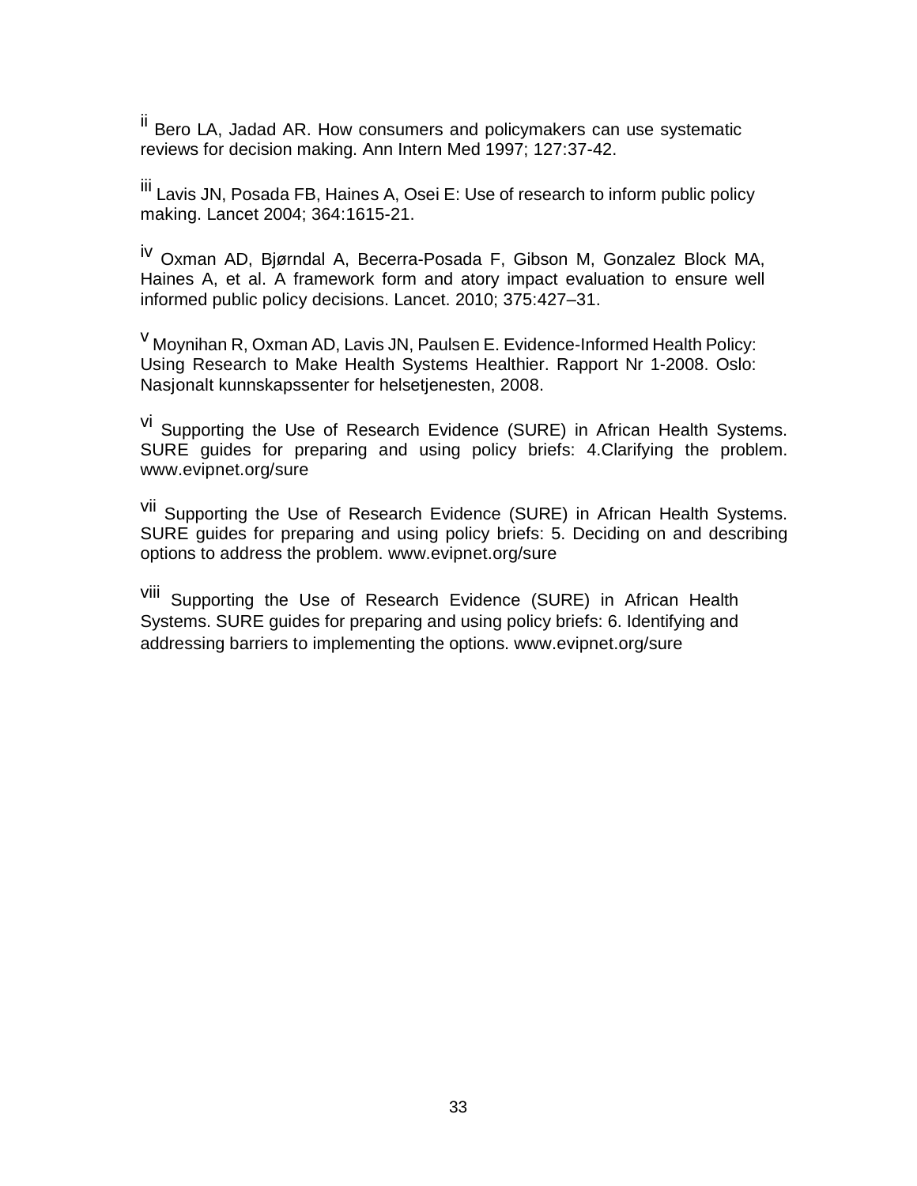[ii] Bero LA, Jadad AR. How consumers and policymakers can use systematic reviews for decision making. Ann Intern Med 1997; 127:37-42.

[iii] Lavis JN, Posada FB, Haines A, Osei E: Use of research to inform public policy making. Lancet 2004; 364:1615-21.

[iv] Oxman AD, Bjørndal A, Becerra-Posada F, Gibson M, Gonzalez Block MA, Haines A, et al. A framework form and atory impact evaluation to ensure well informed public policy decisions. Lancet. 2010; 375:427–31.

[v] Moynihan R, Oxman AD, Lavis JN, Paulsen E. Evidence-Informed Health Policy: Using Research to Make Health Systems Healthier. Rapport Nr 1-2008. Oslo: Nasjonalt kunnskapssenter for helsetjenesten, 2008.

[vi] Supporting the Use of Research Evidence (SURE) in African Health Systems. SURE guides for preparing and using policy briefs: 4.Clarifying the problem. www.evipnet.org/sure

[vii] Supporting the Use of Research Evidence (SURE) in African Health Systems. SURE guides for preparing and using policy briefs: 5. Deciding on and describing options to address the problem. www.evipnet.org/sure

[viii] Supporting the Use of Research Evidence (SURE) in African Health Systems. SURE guides for preparing and using policy briefs: 6. Identifying and addressing barriers to implementing the options. www.evipnet.org/sure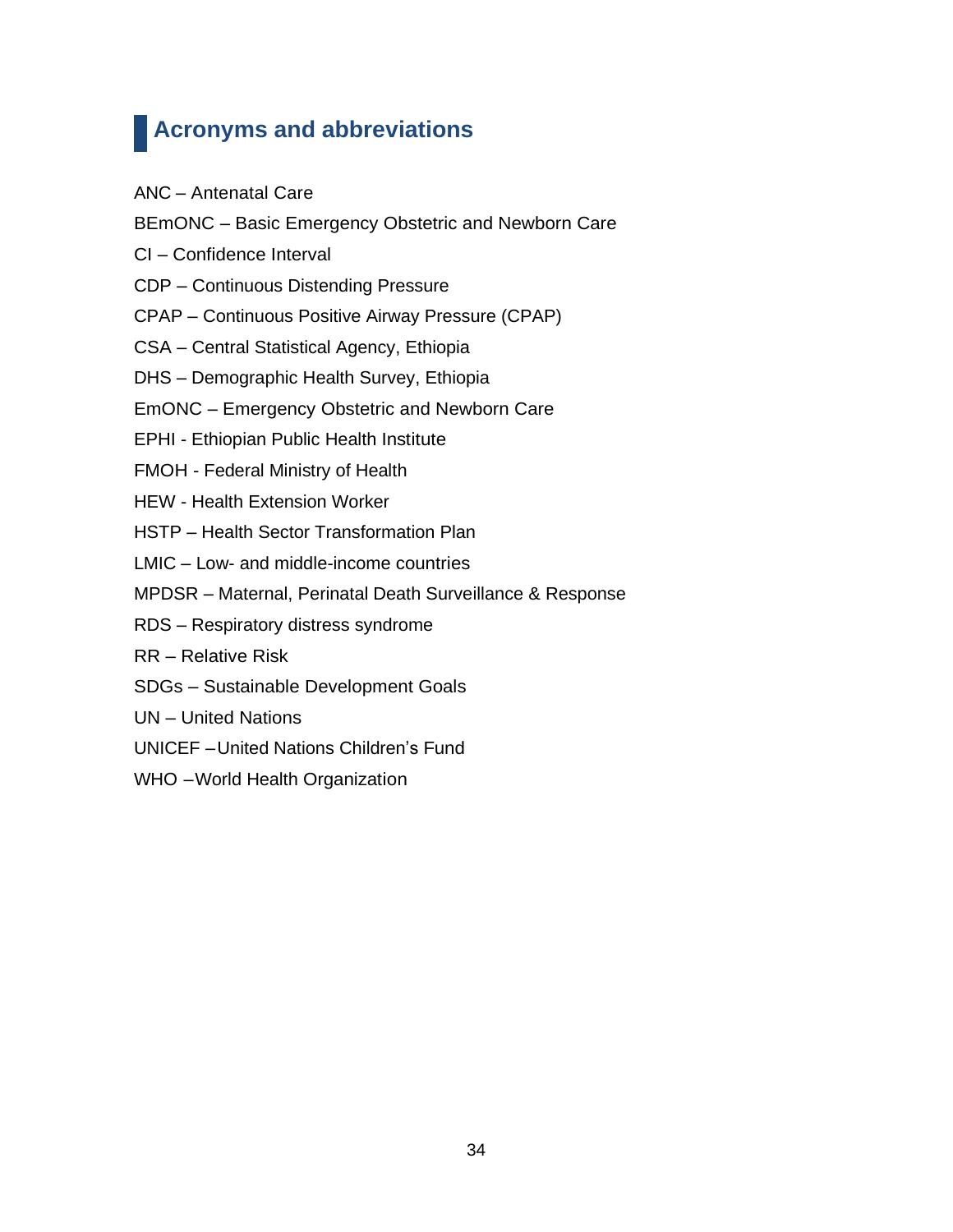# Acronyms and abbreviations

ANC – Antenatal Care

BEmONC – Basic Emergency Obstetric and Newborn Care

CI – Confidence Interval

CDP – Continuous Distending Pressure

CPAP – Continuous Positive Airway Pressure (CPAP)

CSA – Central Statistical Agency, Ethiopia

DHS – Demographic Health Survey, Ethiopia

EmONC – Emergency Obstetric and Newborn Care

EPHI - Ethiopian Public Health Institute

FMOH - Federal Ministry of Health

HEW - Health Extension Worker

HSTP – Health Sector Transformation Plan

LMIC – Low- and middle-income countries

MPDSR – Maternal, Perinatal Death Surveillance & Response

RDS – Respiratory distress syndrome

RR – Relative Risk

SDGs – Sustainable Development Goals

UN – United Nations

UNICEF –United Nations Children's Fund

WHO –World Health Organization